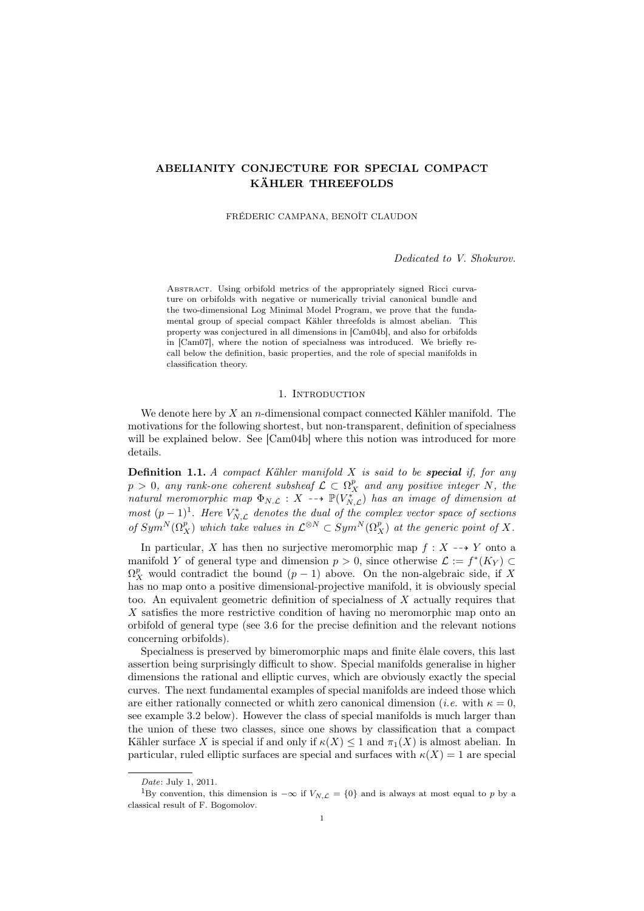# ABELIANITY CONJECTURE FOR SPECIAL COMPACT KÄHLER THREEFOLDS

FRÉDERIC CAMPANA, BENOÎT CLAUDON

*Dedicated to V. Shokurov.*

Abstract. Using orbifold metrics of the appropriately signed Ricci curvature on orbifolds with negative or numerically trivial canonical bundle and the two-dimensional Log Minimal Model Program, we prove that the fundamental group of special compact Kähler threefolds is almost abelian. This property was conjectured in all dimensions in [Cam04b], and also for orbifolds in [Cam07], where the notion of specialness was introduced. We briefly recall below the definition, basic properties, and the role of special manifolds in classification theory.

## 1. Introduction

We denote here by $X$ an $n$-dimensional compact connected Kähler manifold. The motivations for the following shortest, but non-transparent, definition of specialness will be explained below. See [Cam04b] where this notion was introduced for more details.

**Definition 1.1.** *A compact Kähler manifold $X$ is said to be **special** if, for any $p > 0$, any rank-one coherent subsheaf $\mathcal{L} \subset \Omega^p_X$ and any positive integer $N$, the natural meromorphic map $\Phi_{N,\mathcal{L}} : X \dashrightarrow \mathbb{P}(V^*_{N,\mathcal{L}})$ has an image of dimension at most $(p-1)$*[1]*. Here $V^*_{N,\mathcal{L}}$ denotes the dual of the complex vector space of sections of $Sym^N(\Omega^p_X)$ which take values in $\mathcal{L}^{\otimes N} \subset Sym^N(\Omega^p_X)$ at the generic point of $X$.*

In particular, $X$ has then no surjective meromorphic map $f : X \dashrightarrow Y$ onto a manifold $Y$ of general type and dimension $p > 0$, since otherwise $\mathcal{L} := f^*(K_Y) \subset \Omega^p_X$ would contradict the bound $(p-1)$ above. On the non-algebraic side, if $X$ has no map onto a positive dimensional-projective manifold, it is obviously special too. An equivalent geometric definition of specialness of $X$ actually requires that $X$ satisfies the more restrictive condition of having no meromorphic map onto an orbifold of general type (see 3.6 for the precise definition and the relevant notions concerning orbifolds).

Specialness is preserved by bimeromorphic maps and finite élale covers, this last assertion being surprisingly difficult to show. Special manifolds generalise in higher dimensions the rational and elliptic curves, which are obviously exactly the special curves. The next fundamental examples of special manifolds are indeed those which are either rationally connected or whith zero canonical dimension (*i.e.* with $\kappa = 0$, see example 3.2 below). However the class of special manifolds is much larger than the union of these two classes, since one shows by classification that a compact Kähler surface $X$ is special if and only if $\kappa(X) \leq 1$ and $\pi_1(X)$ is almost abelian. In particular, ruled elliptic surfaces are special and surfaces with $\kappa(X) = 1$ are special

---

*Date*: July 1, 2011.

[1]By convention, this dimension is $-\infty$ if $V_{N,\mathcal{L}} = \{0\}$ and is always at most equal to $p$ by a classical result of F. Bogomolov.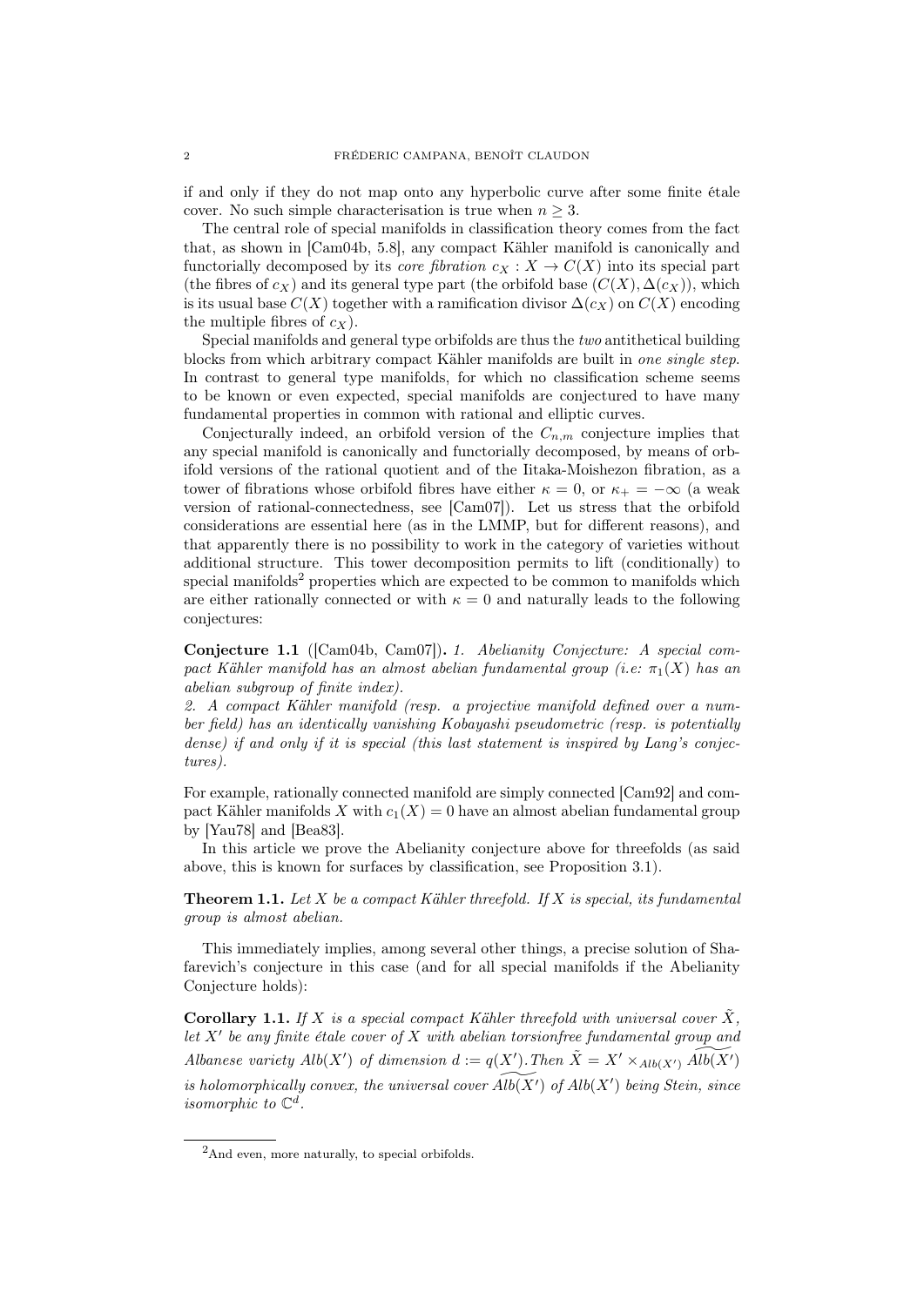if and only if they do not map onto any hyperbolic curve after some finite étale cover. No such simple characterisation is true when $n \geq 3$.

The central role of special manifolds in classification theory comes from the fact that, as shown in [Cam04b, 5.8], any compact Kähler manifold is canonically and functorially decomposed by its *core fibration* $c_X : X \to C(X)$ into its special part (the fibres of $c_X$) and its general type part (the orbifold base $(C(X), \Delta(c_X))$, which is its usual base $C(X)$ together with a ramification divisor $\Delta(c_X)$ on $C(X)$ encoding the multiple fibres of $c_X$).

Special manifolds and general type orbifolds are thus the *two* antithetical building blocks from which arbitrary compact Kähler manifolds are built in *one single step*. In contrast to general type manifolds, for which no classification scheme seems to be known or even expected, special manifolds are conjectured to have many fundamental properties in common with rational and elliptic curves.

Conjecturally indeed, an orbifold version of the $C_{n,m}$ conjecture implies that any special manifold is canonically and functorially decomposed, by means of orbifold versions of the rational quotient and of the Iitaka-Moishezon fibration, as a tower of fibrations whose orbifold fibres have either $\kappa = 0$, or $\kappa_+ = -\infty$ (a weak version of rational-connectedness, see [Cam07]). Let us stress that the orbifold considerations are essential here (as in the LMMP, but for different reasons), and that apparently there is no possibility to work in the category of varieties without additional structure. This tower decomposition permits to lift (conditionally) to special manifolds[2] properties which are expected to be common to manifolds which are either rationally connected or with $\kappa = 0$ and naturally leads to the following conjectures:

**Conjecture 1.1** ([Cam04b, Cam07]). *1. Abelianity Conjecture: A special compact Kähler manifold has an almost abelian fundamental group (i.e: $\pi_1(X)$ has an abelian subgroup of finite index).*
*2. A compact Kähler manifold (resp. a projective manifold defined over a number field) has an identically vanishing Kobayashi pseudometric (resp. is potentially dense) if and only if it is special (this last statement is inspired by Lang's conjectures).*

For example, rationally connected manifold are simply connected [Cam92] and compact Kähler manifolds $X$ with $c_1(X) = 0$ have an almost abelian fundamental group by [Yau78] and [Bea83].

In this article we prove the Abelianity conjecture above for threefolds (as said above, this is known for surfaces by classification, see Proposition 3.1).

**Theorem 1.1.** *Let $X$ be a compact Kähler threefold. If $X$ is special, its fundamental group is almost abelian.*

This immediately implies, among several other things, a precise solution of Shafarevich's conjecture in this case (and for all special manifolds if the Abelianity Conjecture holds):

**Corollary 1.1.** *If $X$ is a special compact Kähler threefold with universal cover $\tilde{X}$, let $X'$ be any finite étale cover of $X$ with abelian torsionfree fundamental group and Albanese variety $Alb(X')$ of dimension $d := q(X')$. Then $\tilde{X} = X' \times_{Alb(X')} \widetilde{Alb(X')}$ is holomorphically convex, the universal cover $\widetilde{Alb(X')}$ of $Alb(X')$ being Stein, since isomorphic to $\mathbb{C}^d$.*

[2] And even, more naturally, to special orbifolds.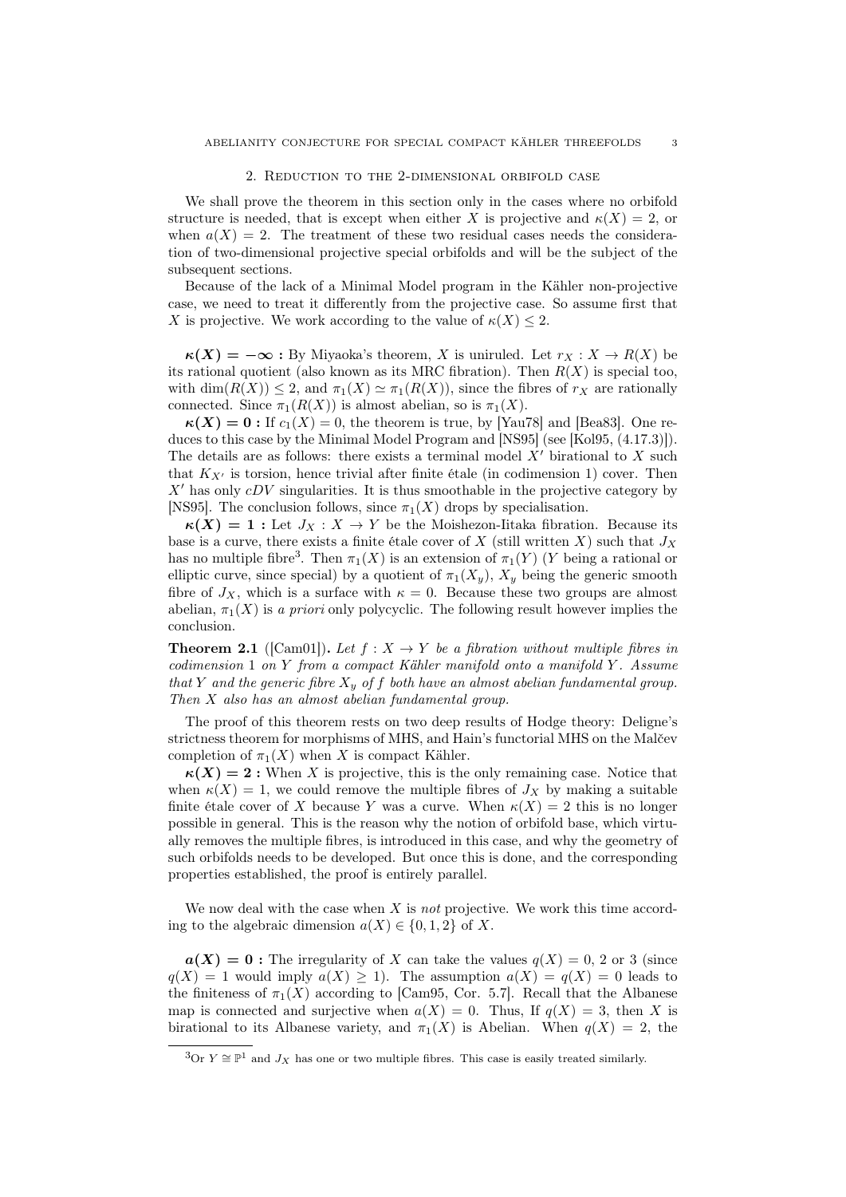## 2. Reduction to the 2-dimensional orbifold case

We shall prove the theorem in this section only in the cases where no orbifold structure is needed, that is except when either $X$ is projective and $\kappa(X) = 2$, or when $a(X) = 2$. The treatment of these two residual cases needs the consideration of two-dimensional projective special orbifolds and will be the subject of the subsequent sections.

Because of the lack of a Minimal Model program in the Kähler non-projective case, we need to treat it differently from the projective case. So assume first that $X$ is projective. We work according to the value of $\kappa(X) \leq 2$.

$\boldsymbol{\kappa(X) = -\infty}$ **:** By Miyaoka's theorem, $X$ is uniruled. Let $r_X : X \to R(X)$ be its rational quotient (also known as its MRC fibration). Then $R(X)$ is special too, with $\dim(R(X)) \leq 2$, and $\pi_1(X) \simeq \pi_1(R(X))$, since the fibres of $r_X$ are rationally connected. Since $\pi_1(R(X))$ is almost abelian, so is $\pi_1(X)$.

$\boldsymbol{\kappa(X) = 0}$ **:** If $c_1(X) = 0$, the theorem is true, by [Yau78] and [Bea83]. One reduces to this case by the Minimal Model Program and [NS95] (see [Kol95, (4.17.3)]). The details are as follows: there exists a terminal model $X'$ birational to $X$ such that $K_{X'}$ is torsion, hence trivial after finite étale (in codimension 1) cover. Then $X'$ has only $cDV$ singularities. It is thus smoothable in the projective category by [NS95]. The conclusion follows, since $\pi_1(X)$ drops by specialisation.

$\boldsymbol{\kappa(X) = 1}$ **:** Let $J_X : X \to Y$ be the Moishezon-Iitaka fibration. Because its base is a curve, there exists a finite étale cover of $X$ (still written $X$) such that $J_X$ has no multiple fibre[3]. Then $\pi_1(X)$ is an extension of $\pi_1(Y)$ ($Y$ being a rational or elliptic curve, since special) by a quotient of $\pi_1(X_y)$, $X_y$ being the generic smooth fibre of $J_X$, which is a surface with $\kappa = 0$. Because these two groups are almost abelian, $\pi_1(X)$ is *a priori* only polycyclic. The following result however implies the conclusion.

**Theorem 2.1** ([Cam01])**.** *Let $f : X \to Y$ be a fibration without multiple fibres in codimension 1 on $Y$ from a compact Kähler manifold onto a manifold $Y$. Assume that $Y$ and the generic fibre $X_y$ of $f$ both have an almost abelian fundamental group. Then $X$ also has an almost abelian fundamental group.*

The proof of this theorem rests on two deep results of Hodge theory: Deligne's strictness theorem for morphisms of MHS, and Hain's functorial MHS on the Malčev completion of $\pi_1(X)$ when $X$ is compact Kähler.

$\boldsymbol{\kappa(X) = 2}$ **:** When $X$ is projective, this is the only remaining case. Notice that when $\kappa(X) = 1$, we could remove the multiple fibres of $J_X$ by making a suitable finite étale cover of $X$ because $Y$ was a curve. When $\kappa(X) = 2$ this is no longer possible in general. This is the reason why the notion of orbifold base, which virtually removes the multiple fibres, is introduced in this case, and why the geometry of such orbifolds needs to be developed. But once this is done, and the corresponding properties established, the proof is entirely parallel.

We now deal with the case when $X$ is *not* projective. We work this time according to the algebraic dimension $a(X) \in \{0, 1, 2\}$ of $X$.

$\boldsymbol{a(X) = 0}$ **:** The irregularity of $X$ can take the values $q(X) = 0$, 2 or 3 (since $q(X) = 1$ would imply $a(X) \geq 1$). The assumption $a(X) = q(X) = 0$ leads to the finiteness of $\pi_1(X)$ according to [Cam95, Cor. 5.7]. Recall that the Albanese map is connected and surjective when $a(X) = 0$. Thus, If $q(X) = 3$, then $X$ is birational to its Albanese variety, and $\pi_1(X)$ is Abelian. When $q(X) = 2$, the

[3] Or $Y \cong \mathbb{P}^1$ and $J_X$ has one or two multiple fibres. This case is easily treated similarly.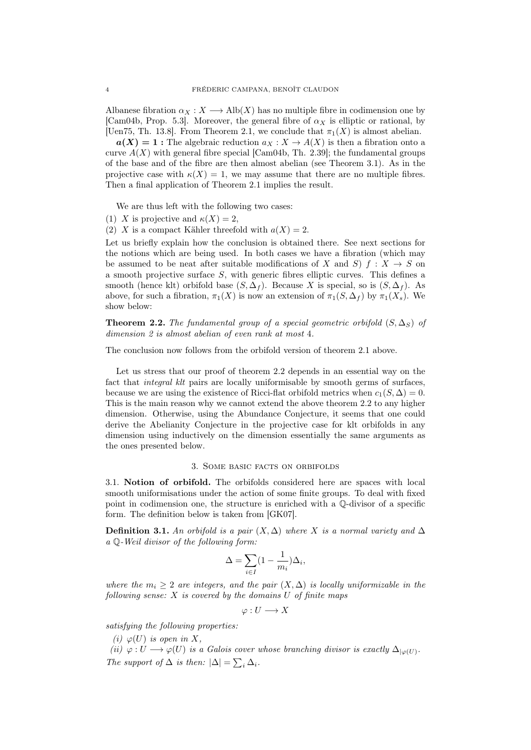Albanese fibration $\alpha_X : X \longrightarrow \mathrm{Alb}(X)$ has no multiple fibre in codimension one by [Cam04b, Prop. 5.3]. Moreover, the general fibre of $\alpha_X$ is elliptic or rational, by [Uen75, Th. 13.8]. From Theorem 2.1, we conclude that $\pi_1(X)$ is almost abelian.

$\boldsymbol{a(X) = 1}$ **:** The algebraic reduction $a_X : X \to A(X)$ is then a fibration onto a curve $A(X)$ with general fibre special [Cam04b, Th. 2.39]; the fundamental groups of the base and of the fibre are then almost abelian (see Theorem 3.1). As in the projective case with $\kappa(X) = 1$, we may assume that there are no multiple fibres. Then a final application of Theorem 2.1 implies the result.

We are thus left with the following two cases:

(1) $X$ is projective and $\kappa(X) = 2$,
(2) $X$ is a compact Kähler threefold with $a(X) = 2$.

Let us briefly explain how the conclusion is obtained there. See next sections for the notions which are being used. In both cases we have a fibration (which may be assumed to be neat after suitable modifications of $X$ and $S$) $f : X \to S$ on a smooth projective surface $S$, with generic fibres elliptic curves. This defines a smooth (hence klt) orbifold base $(S, \Delta_f)$. Because $X$ is special, so is $(S, \Delta_f)$. As above, for such a fibration, $\pi_1(X)$ is now an extension of $\pi_1(S, \Delta_f)$ by $\pi_1(X_s)$. We show below:

**Theorem 2.2.** *The fundamental group of a special geometric orbifold $(S, \Delta_S)$ of dimension 2 is almost abelian of even rank at most* 4*.*

The conclusion now follows from the orbifold version of theorem 2.1 above.

Let us stress that our proof of theorem 2.2 depends in an essential way on the fact that *integral klt* pairs are locally uniformisable by smooth germs of surfaces, because we are using the existence of Ricci-flat orbifold metrics when $c_1(S, \Delta) = 0$. This is the main reason why we cannot extend the above theorem 2.2 to any higher dimension. Otherwise, using the Abundance Conjecture, it seems that one could derive the Abelianity Conjecture in the projective case for klt orbifolds in any dimension using inductively on the dimension essentially the same arguments as the ones presented below.

## 3. Some basic facts on orbifolds

3.1. **Notion of orbifold.** The orbifolds considered here are spaces with local smooth uniformisations under the action of some finite groups. To deal with fixed point in codimension one, the structure is enriched with a $\mathbb{Q}$-divisor of a specific form. The definition below is taken from [GK07].

**Definition 3.1.** *An orbifold is a pair $(X, \Delta)$ where $X$ is a normal variety and $\Delta$ a $\mathbb{Q}$-Weil divisor of the following form:*

$$\Delta = \sum_{i \in I} (1 - \frac{1}{m_i}) \Delta_i,$$

*where the $m_i \geq 2$ are integers, and the pair $(X, \Delta)$ is locally uniformizable in the following sense: $X$ is covered by the domains $U$ of finite maps*

$$\varphi : U \longrightarrow X$$

*satisfying the following properties:*

*(i) $\varphi(U)$ is open in $X$,*
*(ii) $\varphi : U \longrightarrow \varphi(U)$ is a Galois cover whose branching divisor is exactly $\Delta_{|\varphi(U)}$.*
*The support of $\Delta$ is then: $|\Delta| = \sum_i \Delta_i$.*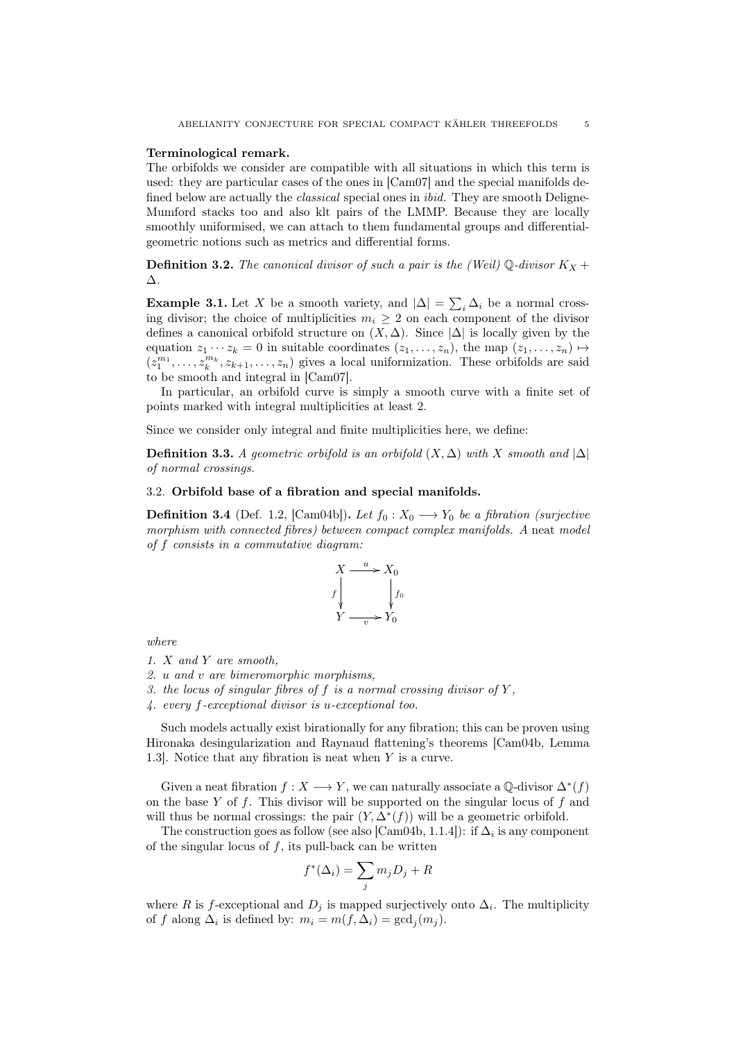**Terminological remark.**
The orbifolds we consider are compatible with all situations in which this term is used: they are particular cases of the ones in [Cam07] and the special manifolds defined below are actually the *classical* special ones in *ibid.* They are smooth Deligne-Mumford stacks too and also klt pairs of the LMMP. Because they are locally smoothly uniformised, we can attach to them fundamental groups and differential-geometric notions such as metrics and differential forms.

**Definition 3.2.** *The canonical divisor of such a pair is the (Weil) $\mathbb{Q}$-divisor $K_X + \Delta$.*

**Example 3.1.** Let $X$ be a smooth variety, and $|\Delta| = \sum_i \Delta_i$ be a normal crossing divisor; the choice of multiplicities $m_i \geq 2$ on each component of the divisor defines a canonical orbifold structure on $(X, \Delta)$. Since $|\Delta|$ is locally given by the equation $z_1 \cdots z_k = 0$ in suitable coordinates $(z_1, \ldots, z_n)$, the map $(z_1, \ldots, z_n) \mapsto (z_1^{m_1}, \ldots, z_k^{m_k}, z_{k+1}, \ldots, z_n)$ gives a local uniformization. These orbifolds are said to be smooth and integral in [Cam07].

In particular, an orbifold curve is simply a smooth curve with a finite set of points marked with integral multiplicities at least 2.

Since we consider only integral and finite multiplicities here, we define:

**Definition 3.3.** *A geometric orbifold is an orbifold $(X, \Delta)$ with $X$ smooth and $|\Delta|$ of normal crossings.*

### 3.2. Orbifold base of a fibration and special manifolds.

**Definition 3.4** (Def. 1.2, [Cam04b])**.** *Let $f_0 : X_0 \longrightarrow Y_0$ be a fibration (surjective morphism with connected fibres) between compact complex manifolds. A* neat *model of $f$ consists in a commutative diagram:*

$$\begin{array}{ccc} X & \xrightarrow{u} & X_0 \\ {\scriptstyle f}\downarrow & & \downarrow{\scriptstyle f_0} \\ Y & \xrightarrow[v]{} & Y_0 \end{array}$$

*where*

1. *$X$ and $Y$ are smooth,*
2. *$u$ and $v$ are bimeromorphic morphisms,*
3. *the locus of singular fibres of $f$ is a normal crossing divisor of $Y$,*
4. *every $f$-exceptional divisor is $u$-exceptional too.*

Such models actually exist birationally for any fibration; this can be proven using Hironaka desingularization and Raynaud flattening's theorems [Cam04b, Lemma 1.3]. Notice that any fibration is neat when $Y$ is a curve.

Given a neat fibration $f : X \longrightarrow Y$, we can naturally associate a $\mathbb{Q}$-divisor $\Delta^*(f)$ on the base $Y$ of $f$. This divisor will be supported on the singular locus of $f$ and will thus be normal crossings: the pair $(Y, \Delta^*(f))$ will be a geometric orbifold.

The construction goes as follow (see also [Cam04b, 1.1.4]): if $\Delta_i$ is any component of the singular locus of $f$, its pull-back can be written

$$f^*(\Delta_i) = \sum_j m_j D_j + R$$

where $R$ is $f$-exceptional and $D_j$ is mapped surjectively onto $\Delta_i$. The multiplicity of $f$ along $\Delta_i$ is defined by: $m_i = m(f, \Delta_i) = \gcd_j(m_j)$.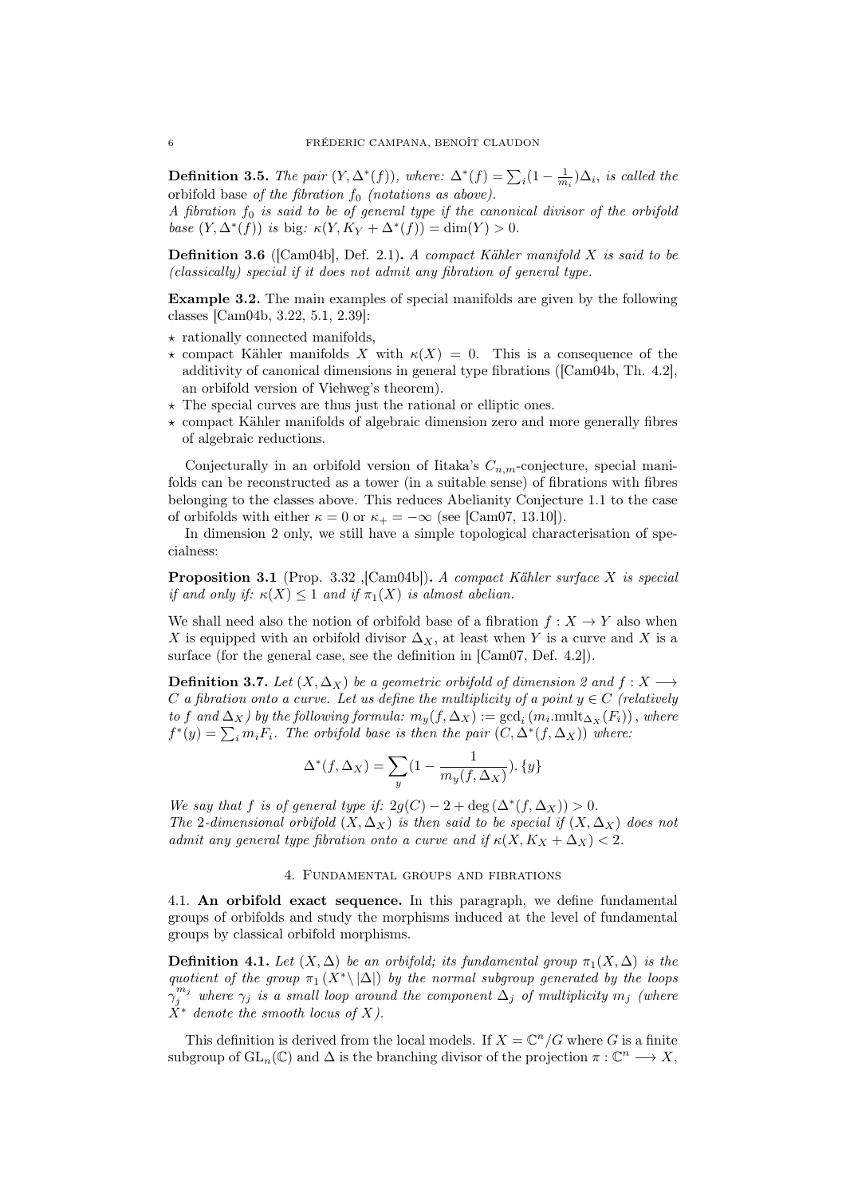**Definition 3.5.** *The pair $(Y, \Delta^*(f))$, where: $\Delta^*(f) = \sum_i (1 - \frac{1}{m_i})\Delta_i$, is called the* orbifold base *of the fibration $f_0$ (notations as above).*
*A fibration $f_0$ is said to be of general type if the canonical divisor of the orbifold base $(Y, \Delta^*(f))$ is* big*: $\kappa(Y, K_Y + \Delta^*(f)) = \dim(Y) > 0$.*

**Definition 3.6** ([Cam04b], Def. 2.1)**.** *A compact Kähler manifold $X$ is said to be (classically) special if it does not admit any fibration of general type.*

**Example 3.2.** The main examples of special manifolds are given by the following classes [Cam04b, 3.22, 5.1, 2.39]:

- ⋆ rationally connected manifolds,
- ⋆ compact Kähler manifolds $X$ with $\kappa(X) = 0$. This is a consequence of the additivity of canonical dimensions in general type fibrations ([Cam04b, Th. 4.2], an orbifold version of Viehweg's theorem).
- ⋆ The special curves are thus just the rational or elliptic ones.
- ⋆ compact Kähler manifolds of algebraic dimension zero and more generally fibres of algebraic reductions.

Conjecturally in an orbifold version of Iitaka's $C_{n,m}$-conjecture, special manifolds can be reconstructed as a tower (in a suitable sense) of fibrations with fibres belonging to the classes above. This reduces Abelianity Conjecture 1.1 to the case of orbifolds with either $\kappa = 0$ or $\kappa_+ = -\infty$ (see [Cam07, 13.10]).

In dimension 2 only, we still have a simple topological characterisation of specialness:

**Proposition 3.1** (Prop. 3.32 ,[Cam04b])**.** *A compact Kähler surface $X$ is special if and only if: $\kappa(X) \leq 1$ and if $\pi_1(X)$ is almost abelian.*

We shall need also the notion of orbifold base of a fibration $f : X \to Y$ also when $X$ is equipped with an orbifold divisor $\Delta_X$, at least when $Y$ is a curve and $X$ is a surface (for the general case, see the definition in [Cam07, Def. 4.2]).

**Definition 3.7.** *Let $(X, \Delta_X)$ be a geometric orbifold of dimension 2 and $f : X \longrightarrow C$ a fibration onto a curve. Let us define the multiplicity of a point $y \in C$ (relatively to $f$ and $\Delta_X$) by the following formula: $m_y(f, \Delta_X) := \gcd_i (m_i.\mathrm{mult}_{\Delta_X}(F_i))$, where $f^*(y) = \sum_i m_i F_i$. The orbifold base is then the pair $(C, \Delta^*(f, \Delta_X))$ where:*

$$\Delta^*(f, \Delta_X) = \sum_y (1 - \frac{1}{m_y(f, \Delta_X)}). \{y\}$$

*We say that $f$ is of general type if: $2g(C) - 2 + \deg(\Delta^*(f, \Delta_X)) > 0$.*
*The 2-dimensional orbifold $(X, \Delta_X)$ is then said to be special if $(X, \Delta_X)$ does not admit any general type fibration onto a curve and if $\kappa(X, K_X + \Delta_X) < 2$.*

## 4. Fundamental groups and fibrations

4.1. **An orbifold exact sequence.** In this paragraph, we define fundamental groups of orbifolds and study the morphisms induced at the level of fundamental groups by classical orbifold morphisms.

**Definition 4.1.** *Let $(X, \Delta)$ be an orbifold; its fundamental group $\pi_1(X, \Delta)$ is the quotient of the group $\pi_1(X^* \setminus |\Delta|)$ by the normal subgroup generated by the loops $\gamma_j^{m_j}$ where $\gamma_j$ is a small loop around the component $\Delta_j$ of multiplicity $m_j$ (where $X^*$ denote the smooth locus of $X$).*

This definition is derived from the local models. If $X = \mathbb{C}^n/G$ where $G$ is a finite subgroup of $\mathrm{GL}_n(\mathbb{C})$ and $\Delta$ is the branching divisor of the projection $\pi : \mathbb{C}^n \longrightarrow X$,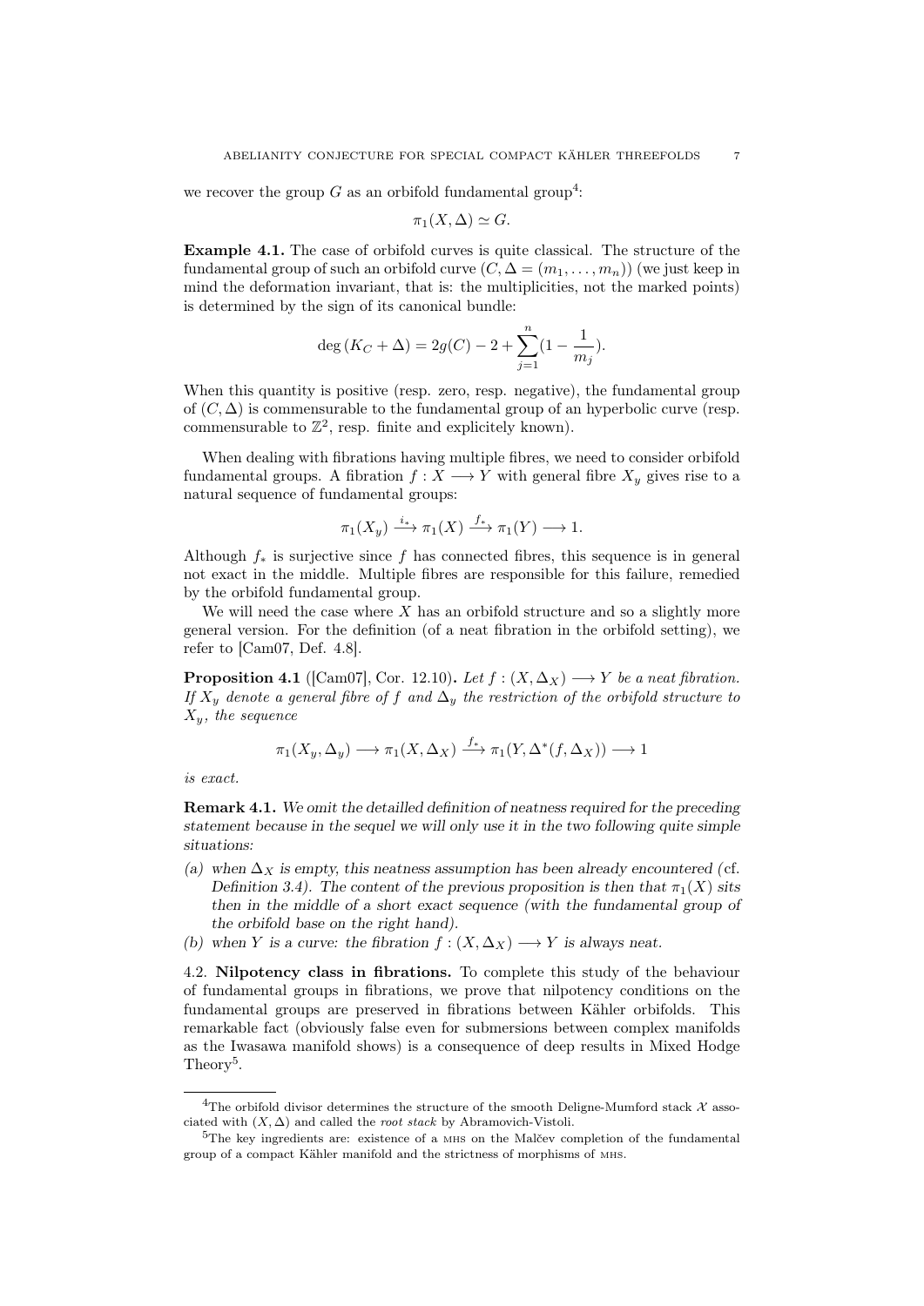we recover the group $G$ as an orbifold fundamental group[4]:

$$\pi_1(X, \Delta) \simeq G.$$

**Example 4.1.** The case of orbifold curves is quite classical. The structure of the fundamental group of such an orbifold curve $(C, \Delta = (m_1, \ldots, m_n))$ (we just keep in mind the deformation invariant, that is: the multiplicities, not the marked points) is determined by the sign of its canonical bundle:

$$\deg(K_C + \Delta) = 2g(C) - 2 + \sum_{j=1}^{n}(1 - \frac{1}{m_j}).$$

When this quantity is positive (resp. zero, resp. negative), the fundamental group of $(C, \Delta)$ is commensurable to the fundamental group of an hyperbolic curve (resp. commensurable to $\mathbb{Z}^2$, resp. finite and explicitely known).

When dealing with fibrations having multiple fibres, we need to consider orbifold fundamental groups. A fibration $f : X \longrightarrow Y$ with general fibre $X_y$ gives rise to a natural sequence of fundamental groups:

$$\pi_1(X_y) \xrightarrow{i_*} \pi_1(X) \xrightarrow{f_*} \pi_1(Y) \longrightarrow 1.$$

Although $f_*$ is surjective since $f$ has connected fibres, this sequence is in general not exact in the middle. Multiple fibres are responsible for this failure, remedied by the orbifold fundamental group.

We will need the case where $X$ has an orbifold structure and so a slightly more general version. For the definition (of a neat fibration in the orbifold setting), we refer to [Cam07, Def. 4.8].

**Proposition 4.1** ([Cam07], Cor. 12.10)**.** *Let $f : (X, \Delta_X) \longrightarrow Y$ be a neat fibration. If $X_y$ denote a general fibre of $f$ and $\Delta_y$ the restriction of the orbifold structure to $X_y$, the sequence*

$$\pi_1(X_y, \Delta_y) \longrightarrow \pi_1(X, \Delta_X) \xrightarrow{f_*} \pi_1(Y, \Delta^*(f, \Delta_X)) \longrightarrow 1$$

*is exact.*

**Remark 4.1.** *We omit the detailled definition of neatness required for the preceding statement because in the sequel we will only use it in the two following quite simple situations:*

*(a) when $\Delta_X$ is empty, this neatness assumption has been already encountered (*cf. *Definition 3.4). The content of the previous proposition is then that $\pi_1(X)$ sits then in the middle of a short exact sequence (with the fundamental group of the orbifold base on the right hand).*

*(b) when $Y$ is a curve: the fibration $f : (X, \Delta_X) \longrightarrow Y$ is always neat.*

4.2. **Nilpotency class in fibrations.** To complete this study of the behaviour of fundamental groups in fibrations, we prove that nilpotency conditions on the fundamental groups are preserved in fibrations between Kähler orbifolds. This remarkable fact (obviously false even for submersions between complex manifolds as the Iwasawa manifold shows) is a consequence of deep results in Mixed Hodge Theory[5].

---

[4] The orbifold divisor determines the structure of the smooth Deligne-Mumford stack $\mathcal{X}$ associated with $(X, \Delta)$ and called the *root stack* by Abramovich-Vistoli.

[5] The key ingredients are: existence of a MHS on the Malčev completion of the fundamental group of a compact Kähler manifold and the strictness of morphisms of MHS.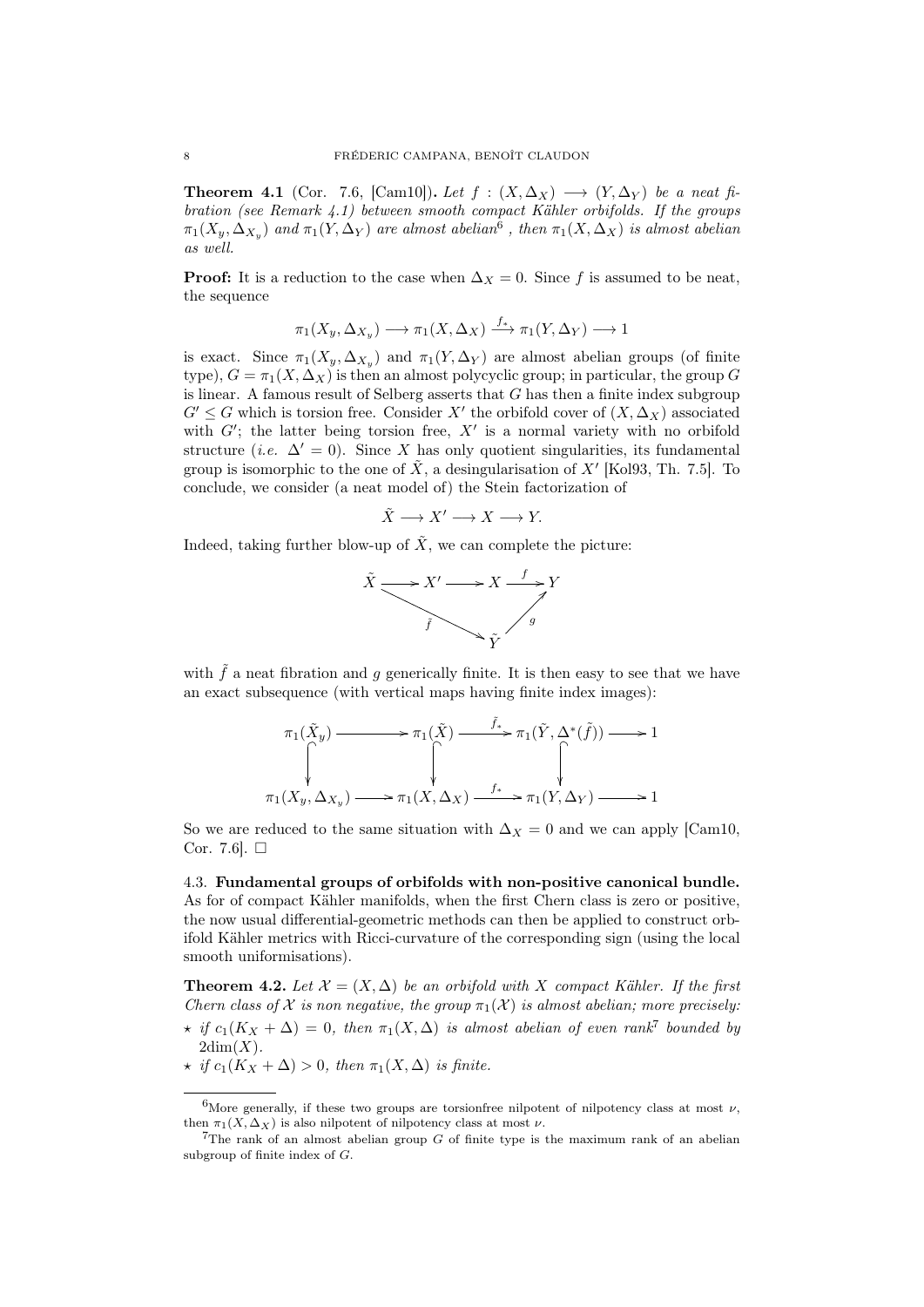**Theorem 4.1** (Cor. 7.6, [Cam10])**.** *Let $f : (X, \Delta_X) \longrightarrow (Y, \Delta_Y)$ be a neat fibration (see Remark 4.1) between smooth compact Kähler orbifolds. If the groups $\pi_1(X_y, \Delta_{X_y})$ and $\pi_1(Y, \Delta_Y)$ are almost abelian[6], then $\pi_1(X, \Delta_X)$ is almost abelian as well.*

**Proof:** It is a reduction to the case when $\Delta_X = 0$. Since $f$ is assumed to be neat, the sequence

$$\pi_1(X_y, \Delta_{X_y}) \longrightarrow \pi_1(X, \Delta_X) \xrightarrow{f_*} \pi_1(Y, \Delta_Y) \longrightarrow 1$$

is exact. Since $\pi_1(X_y, \Delta_{X_y})$ and $\pi_1(Y, \Delta_Y)$ are almost abelian groups (of finite type), $G = \pi_1(X, \Delta_X)$ is then an almost polycyclic group; in particular, the group $G$ is linear. A famous result of Selberg asserts that $G$ has then a finite index subgroup $G' \leq G$ which is torsion free. Consider $X'$ the orbifold cover of $(X, \Delta_X)$ associated with $G'$; the latter being torsion free, $X'$ is a normal variety with no orbifold structure (*i.e.* $\Delta' = 0$). Since $X$ has only quotient singularities, its fundamental group is isomorphic to the one of $\tilde{X}$, a desingularisation of $X'$ [Kol93, Th. 7.5]. To conclude, we consider (a neat model of) the Stein factorization of

$$\tilde{X} \longrightarrow X' \longrightarrow X \longrightarrow Y.$$

Indeed, taking further blow-up of $\tilde{X}$, we can complete the picture:

$$\begin{array}{ccccccc} \tilde{X} & \longrightarrow & X' & \longrightarrow & X & \xrightarrow{f} & Y \\ & \searrow^{\tilde{f}} & & & & \nearrow_{g} & \\ & & & \tilde{Y} & & & \end{array}$$

with $\tilde{f}$ a neat fibration and $g$ generically finite. It is then easy to see that we have an exact subsequence (with vertical maps having finite index images):

$$\begin{array}{ccccccc} \pi_1(\tilde{X}_y) & \longrightarrow & \pi_1(\tilde{X}) & \xrightarrow{\tilde{f}_*} & \pi_1(\tilde{Y}, \Delta^*(\tilde{f})) & \longrightarrow & 1 \\ \downarrow & & \downarrow & & \downarrow & & \\ \pi_1(X_y, \Delta_{X_y}) & \longrightarrow & \pi_1(X, \Delta_X) & \xrightarrow{f_*} & \pi_1(Y, \Delta_Y) & \longrightarrow & 1 \end{array}$$

So we are reduced to the same situation with $\Delta_X = 0$ and we can apply [Cam10, Cor. 7.6]. □

4.3. **Fundamental groups of orbifolds with non-positive canonical bundle.** As for of compact Kähler manifolds, when the first Chern class is zero or positive, the now usual differential-geometric methods can then be applied to construct orbifold Kähler metrics with Ricci-curvature of the corresponding sign (using the local smooth uniformisations).

**Theorem 4.2.** *Let $\mathcal{X} = (X, \Delta)$ be an orbifold with $X$ compact Kähler. If the first Chern class of $\mathcal{X}$ is non negative, the group $\pi_1(\mathcal{X})$ is almost abelian; more precisely:*

- ⋆ *if $c_1(K_X + \Delta) = 0$, then $\pi_1(X, \Delta)$ is almost abelian of even rank[7] bounded by $2\dim(X)$.*
- ⋆ *if $c_1(K_X + \Delta) > 0$, then $\pi_1(X, \Delta)$ is finite.*

---

[6] More generally, if these two groups are torsionfree nilpotent of nilpotency class at most $\nu$, then $\pi_1(X, \Delta_X)$ is also nilpotent of nilpotency class at most $\nu$.

[7] The rank of an almost abelian group $G$ of finite type is the maximum rank of an abelian subgroup of finite index of $G$.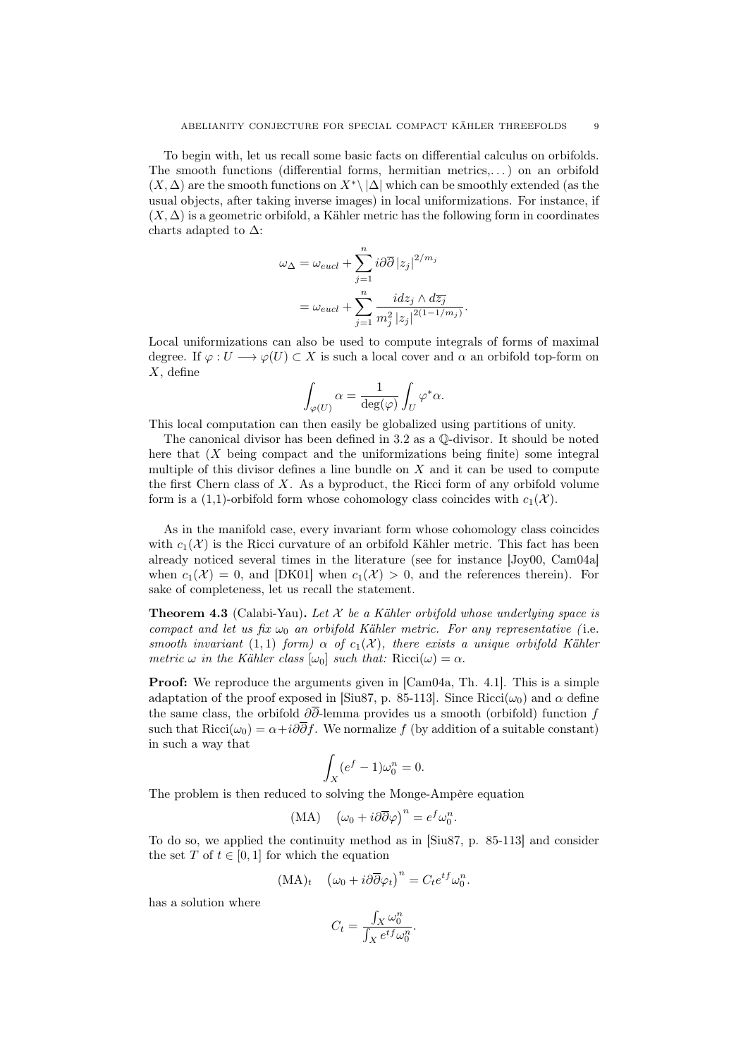To begin with, let us recall some basic facts on differential calculus on orbifolds. The smooth functions (differential forms, hermitian metrics,…) on an orbifold $(X, \Delta)$ are the smooth functions on $X^* \setminus |\Delta|$ which can be smoothly extended (as the usual objects, after taking inverse images) in local uniformizations. For instance, if $(X, \Delta)$ is a geometric orbifold, a Kähler metric has the following form in coordinates charts adapted to $\Delta$:

$$\begin{aligned}
\omega_\Delta &= \omega_{eucl} + \sum_{j=1}^{n} i\partial\overline{\partial} |z_j|^{2/m_j} \\
&= \omega_{eucl} + \sum_{j=1}^{n} \frac{i dz_j \wedge d\overline{z_j}}{m_j^2 |z_j|^{2(1-1/m_j)}}.
\end{aligned}$$

Local uniformizations can also be used to compute integrals of forms of maximal degree. If $\varphi : U \longrightarrow \varphi(U) \subset X$ is such a local cover and $\alpha$ an orbifold top-form on $X$, define

$$\int_{\varphi(U)} \alpha = \frac{1}{\deg(\varphi)} \int_U \varphi^* \alpha.$$

This local computation can then easily be globalized using partitions of unity.

The canonical divisor has been defined in 3.2 as a $\mathbb{Q}$-divisor. It should be noted here that ($X$ being compact and the uniformizations being finite) some integral multiple of this divisor defines a line bundle on $X$ and it can be used to compute the first Chern class of $X$. As a byproduct, the Ricci form of any orbifold volume form is a (1,1)-orbifold form whose cohomology class coincides with $c_1(\mathcal{X})$.

As in the manifold case, every invariant form whose cohomology class coincides with $c_1(\mathcal{X})$ is the Ricci curvature of an orbifold Kähler metric. This fact has been already noticed several times in the literature (see for instance [Joy00, Cam04a] when $c_1(\mathcal{X}) = 0$, and [DK01] when $c_1(\mathcal{X}) > 0$, and the references therein). For sake of completeness, let us recall the statement.

**Theorem 4.3** (Calabi-Yau)**.** *Let $\mathcal{X}$ be a Kähler orbifold whose underlying space is compact and let us fix $\omega_0$ an orbifold Kähler metric. For any representative (*i.e. *smooth invariant (1,1) form) $\alpha$ of $c_1(\mathcal{X})$, there exists a unique orbifold Kähler metric $\omega$ in the Kähler class $[\omega_0]$ such that:* $\mathrm{Ricci}(\omega) = \alpha$.

**Proof:** We reproduce the arguments given in [Cam04a, Th. 4.1]. This is a simple adaptation of the proof exposed in [Siu87, p. 85-113]. Since $\mathrm{Ricci}(\omega_0)$ and $\alpha$ define the same class, the orbifold $\partial\overline{\partial}$-lemma provides us a smooth (orbifold) function $f$ such that $\mathrm{Ricci}(\omega_0) = \alpha + i\partial\overline{\partial} f$. We normalize $f$ (by addition of a suitable constant) in such a way that

$$\int_X (e^f - 1)\omega_0^n = 0.$$

The problem is then reduced to solving the Monge-Ampère equation

$$\text{(MA)} \quad \left(\omega_0 + i\partial\overline{\partial}\varphi\right)^n = e^f \omega_0^n.$$

To do so, we applied the continuity method as in [Siu87, p. 85-113] and consider the set $T$ of $t \in [0, 1]$ for which the equation

$$\text{(MA)}_t \quad \left(\omega_0 + i\partial\overline{\partial}\varphi_t\right)^n = C_t e^{tf} \omega_0^n.$$

has a solution where

$$C_t = \frac{\int_X \omega_0^n}{\int_X e^{tf}\omega_0^n}.$$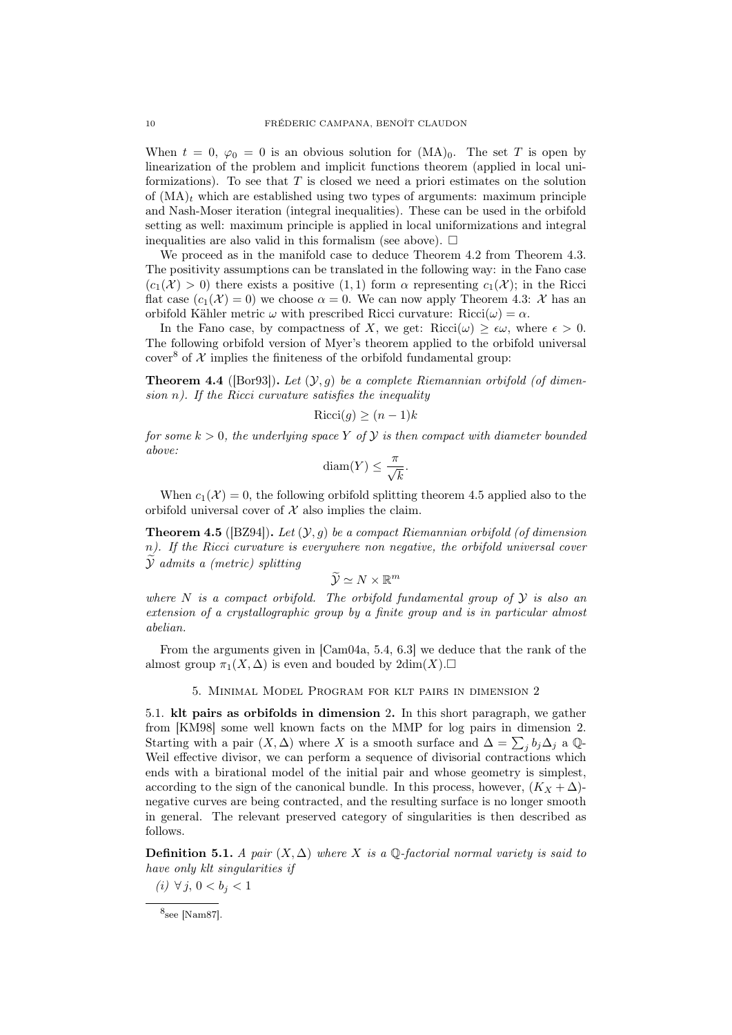When $t = 0$, $\varphi_0 = 0$ is an obvious solution for $(\mathrm{MA})_0$. The set $T$ is open by linearization of the problem and implicit functions theorem (applied in local uniformizations). To see that $T$ is closed we need a priori estimates on the solution of $(\mathrm{MA})_t$ which are established using two types of arguments: maximum principle and Nash-Moser iteration (integral inequalities). These can be used in the orbifold setting as well: maximum principle is applied in local uniformizations and integral inequalities are also valid in this formalism (see above). $\square$

We proceed as in the manifold case to deduce Theorem 4.2 from Theorem 4.3. The positivity assumptions can be translated in the following way: in the Fano case $(c_1(\mathcal{X}) > 0)$ there exists a positive $(1,1)$ form $\alpha$ representing $c_1(\mathcal{X})$; in the Ricci flat case $(c_1(\mathcal{X}) = 0)$ we choose $\alpha = 0$. We can now apply Theorem 4.3: $\mathcal{X}$ has an orbifold Kähler metric $\omega$ with prescribed Ricci curvature: $\mathrm{Ricci}(\omega) = \alpha$.

In the Fano case, by compactness of $X$, we get: $\mathrm{Ricci}(\omega) \geq \epsilon\omega$, where $\epsilon > 0$. The following orbifold version of Myer's theorem applied to the orbifold universal cover[8] of $\mathcal{X}$ implies the finiteness of the orbifold fundamental group:

**Theorem 4.4** ([Bor93])**.** *Let $(\mathcal{Y}, g)$ be a complete Riemannian orbifold (of dimension $n$). If the Ricci curvature satisfies the inequality*

$$\mathrm{Ricci}(g) \geq (n-1)k$$

*for some $k > 0$, the underlying space $Y$ of $\mathcal{Y}$ is then compact with diameter bounded above:*

$$\mathrm{diam}(Y) \leq \frac{\pi}{\sqrt{k}}.$$

When $c_1(\mathcal{X}) = 0$, the following orbifold splitting theorem 4.5 applied also to the orbifold universal cover of $\mathcal{X}$ also implies the claim.

**Theorem 4.5** ([BZ94])**.** *Let $(\mathcal{Y}, g)$ be a compact Riemannian orbifold (of dimension $n$). If the Ricci curvature is everywhere non negative, the orbifold universal cover $\widetilde{\mathcal{Y}}$ admits a (metric) splitting*

$$\widetilde{\mathcal{Y}} \simeq N \times \mathbb{R}^m$$

*where $N$ is a compact orbifold. The orbifold fundamental group of $\mathcal{Y}$ is also an extension of a crystallographic group by a finite group and is in particular almost abelian.*

From the arguments given in [Cam04a, 5.4, 6.3] we deduce that the rank of the almost group $\pi_1(X, \Delta)$ is even and bouded by $2\dim(X)$.$\square$

## 5. Minimal Model Program for klt pairs in dimension 2

5.1. **klt pairs as orbifolds in dimension 2.** In this short paragraph, we gather from [KM98] some well known facts on the MMP for log pairs in dimension 2. Starting with a pair $(X, \Delta)$ where $X$ is a smooth surface and $\Delta = \sum_j b_j \Delta_j$ a $\mathbb{Q}$-Weil effective divisor, we can perform a sequence of divisorial contractions which ends with a birational model of the initial pair and whose geometry is simplest, according to the sign of the canonical bundle. In this process, however, $(K_X + \Delta)$-negative curves are being contracted, and the resulting surface is no longer smooth in general. The relevant preserved category of singularities is then described as follows.

**Definition 5.1.** *A pair $(X, \Delta)$ where $X$ is a $\mathbb{Q}$-factorial normal variety is said to have only klt singularities if*

*(i) $\forall\, j$, $0 < b_j < 1$*

[8] see [Nam87].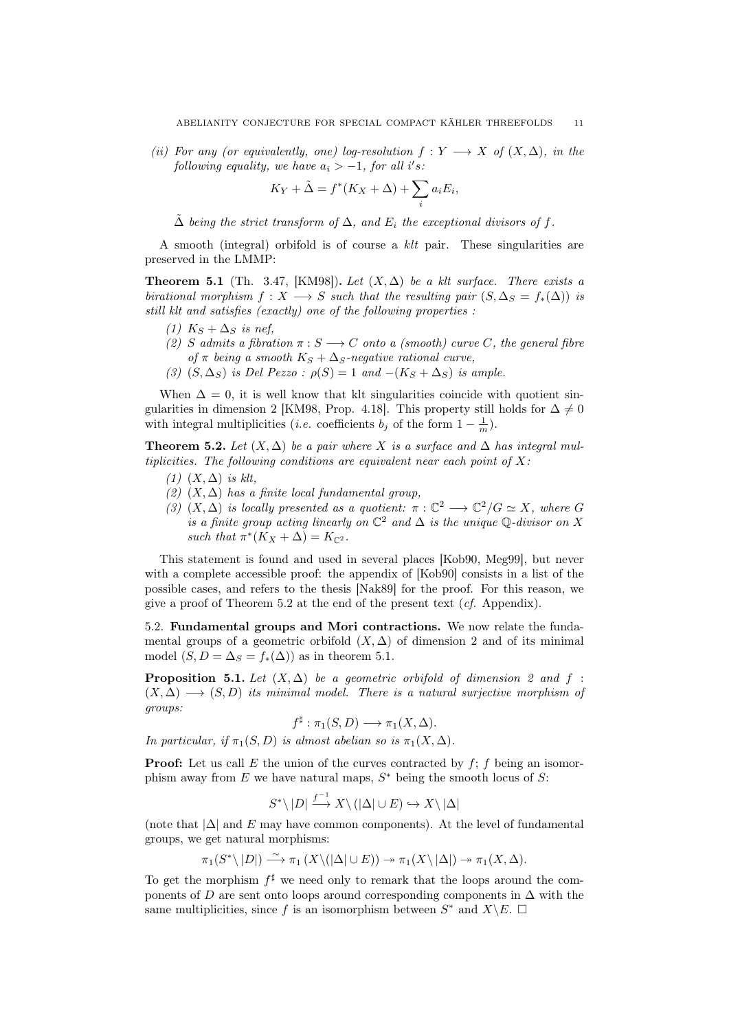*(ii) For any (or equivalently, one) log-resolution $f : Y \longrightarrow X$ of $(X, \Delta)$, in the following equality, we have $a_i > -1$, for all $i$'s:*

$$K_Y + \tilde{\Delta} = f^*(K_X + \Delta) + \sum_i a_i E_i,$$

*$\tilde{\Delta}$ being the strict transform of $\Delta$, and $E_i$ the exceptional divisors of $f$.*

A smooth (integral) orbifold is of course a *klt* pair. These singularities are preserved in the LMMP:

**Theorem 5.1** (Th. 3.47, [KM98])**.** *Let $(X, \Delta)$ be a klt surface. There exists a birational morphism $f : X \longrightarrow S$ such that the resulting pair $(S, \Delta_S = f_*(\Delta))$ is still klt and satisfies (exactly) one of the following properties :*

*(1) $K_S + \Delta_S$ is nef,*
*(2) $S$ admits a fibration $\pi : S \longrightarrow C$ onto a (smooth) curve $C$, the general fibre of $\pi$ being a smooth $K_S + \Delta_S$-negative rational curve,*
*(3) $(S, \Delta_S)$ is Del Pezzo : $\rho(S) = 1$ and $-(K_S + \Delta_S)$ is ample.*

When $\Delta = 0$, it is well know that klt singularities coincide with quotient singularities in dimension 2 [KM98, Prop. 4.18]. This property still holds for $\Delta \neq 0$ with integral multiplicities (*i.e.* coefficients $b_j$ of the form $1 - \frac{1}{m}$).

**Theorem 5.2.** *Let $(X, \Delta)$ be a pair where $X$ is a surface and $\Delta$ has integral multiplicities. The following conditions are equivalent near each point of $X$:*

*(1) $(X, \Delta)$ is klt,*
*(2) $(X, \Delta)$ has a finite local fundamental group,*
*(3) $(X, \Delta)$ is locally presented as a quotient: $\pi : \mathbb{C}^2 \longrightarrow \mathbb{C}^2/G \simeq X$, where $G$ is a finite group acting linearly on $\mathbb{C}^2$ and $\Delta$ is the unique $\mathbb{Q}$-divisor on $X$ such that $\pi^*(K_X + \Delta) = K_{\mathbb{C}^2}$.*

This statement is found and used in several places [Kob90, Meg99], but never with a complete accessible proof: the appendix of [Kob90] consists in a list of the possible cases, and refers to the thesis [Nak89] for the proof. For this reason, we give a proof of Theorem 5.2 at the end of the present text (*cf.* Appendix).

## 5.2. Fundamental groups and Mori contractions.

We now relate the fundamental groups of a geometric orbifold $(X, \Delta)$ of dimension 2 and of its minimal model $(S, D = \Delta_S = f_*(\Delta))$ as in theorem 5.1.

**Proposition 5.1.** *Let $(X, \Delta)$ be a geometric orbifold of dimension 2 and $f : (X, \Delta) \longrightarrow (S, D)$ its minimal model. There is a natural surjective morphism of groups:*

$$f^\sharp : \pi_1(S, D) \longrightarrow \pi_1(X, \Delta).$$

*In particular, if $\pi_1(S, D)$ is almost abelian so is $\pi_1(X, \Delta)$.*

**Proof:** Let us call $E$ the union of the curves contracted by $f$; $f$ being an isomorphism away from $E$ we have natural maps, $S^*$ being the smooth locus of $S$:

$$S^* \backslash |D| \xrightarrow{f^{-1}} X \backslash (|\Delta| \cup E) \hookrightarrow X \backslash |\Delta|$$

(note that $|\Delta|$ and $E$ may have common components). At the level of fundamental groups, we get natural morphisms:

$$\pi_1(S^* \backslash |D|) \xrightarrow{\sim} \pi_1(X \backslash (|\Delta| \cup E)) \twoheadrightarrow \pi_1(X \backslash |\Delta|) \twoheadrightarrow \pi_1(X, \Delta).$$

To get the morphism $f^\sharp$ we need only to remark that the loops around the components of $D$ are sent onto loops around corresponding components in $\Delta$ with the same multiplicities, since $f$ is an isomorphism between $S^*$ and $X \backslash E$. $\square$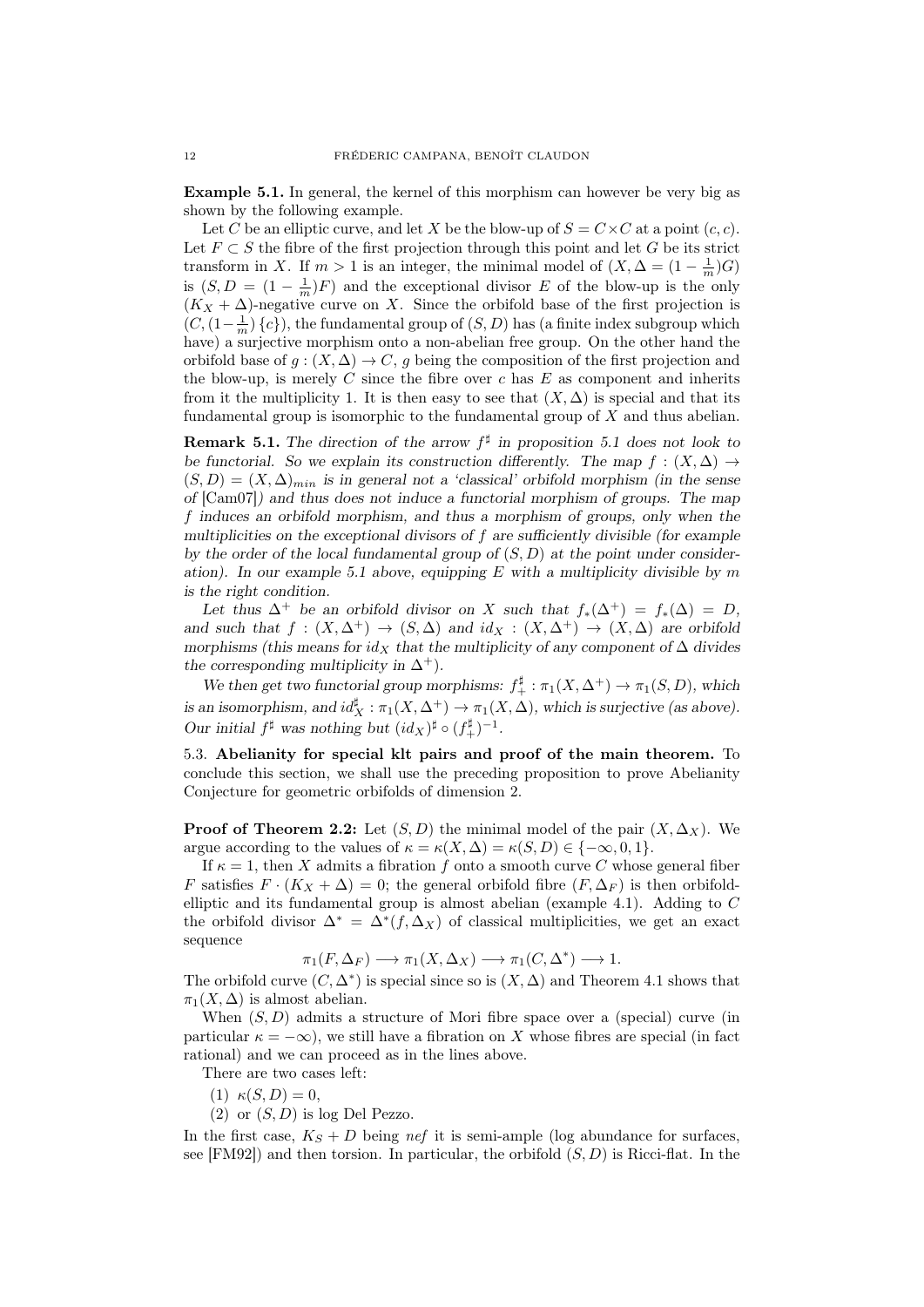**Example 5.1.** In general, the kernel of this morphism can however be very big as shown by the following example.

Let $C$ be an elliptic curve, and let $X$ be the blow-up of $S = C \times C$ at a point $(c, c)$. Let $F \subset S$ the fibre of the first projection through this point and let $G$ be its strict transform in $X$. If $m > 1$ is an integer, the minimal model of $(X, \Delta = (1 - \frac{1}{m})G)$ is $(S, D = (1 - \frac{1}{m})F)$ and the exceptional divisor $E$ of the blow-up is the only $(K_X + \Delta)$-negative curve on $X$. Since the orbifold base of the first projection is $(C, (1 - \frac{1}{m})\{c\})$, the fundamental group of $(S, D)$ has (a finite index subgroup which have) a surjective morphism onto a non-abelian free group. On the other hand the orbifold base of $g : (X, \Delta) \to C$, $g$ being the composition of the first projection and the blow-up, is merely $C$ since the fibre over $c$ has $E$ as component and inherits from it the multiplicity 1. It is then easy to see that $(X, \Delta)$ is special and that its fundamental group is isomorphic to the fundamental group of $X$ and thus abelian.

**Remark 5.1.** *The direction of the arrow $f^\sharp$ in proposition 5.1 does not look to be functorial. So we explain its construction differently. The map $f : (X, \Delta) \to (S, D) = (X, \Delta)_{min}$ is in general not a 'classical' orbifold morphism (in the sense of* [Cam07]*) and thus does not induce a functorial morphism of groups. The map $f$ induces an orbifold morphism, and thus a morphism of groups, only when the multiplicities on the exceptional divisors of $f$ are sufficiently divisible (for example by the order of the local fundamental group of $(S, D)$ at the point under consideration). In our example 5.1 above, equipping $E$ with a multiplicity divisible by $m$ is the right condition.*

*Let thus $\Delta^+$ be an orbifold divisor on $X$ such that $f_*(\Delta^+) = f_*(\Delta) = D$, and such that $f : (X, \Delta^+) \to (S, \Delta)$ and $id_X : (X, \Delta^+) \to (X, \Delta)$ are orbifold morphisms (this means for $id_X$ that the multiplicity of any component of $\Delta$ divides the corresponding multiplicity in $\Delta^+$).*

*We then get two functorial group morphisms: $f_+^\sharp : \pi_1(X, \Delta^+) \to \pi_1(S, D)$, which is an isomorphism, and $id_X^\sharp : \pi_1(X, \Delta^+) \to \pi_1(X, \Delta)$, which is surjective (as above). Our initial $f^\sharp$ was nothing but $(id_X)^\sharp \circ (f_+^\sharp)^{-1}$.*

### 5.3. Abelianity for special klt pairs and proof of the main theorem.

To conclude this section, we shall use the preceding proposition to prove Abelianity Conjecture for geometric orbifolds of dimension 2.

**Proof of Theorem 2.2:** Let $(S, D)$ the minimal model of the pair $(X, \Delta_X)$. We argue according to the values of $\kappa = \kappa(X, \Delta) = \kappa(S, D) \in \{-\infty, 0, 1\}$.

If $\kappa = 1$, then $X$ admits a fibration $f$ onto a smooth curve $C$ whose general fiber $F$ satisfies $F \cdot (K_X + \Delta) = 0$; the general orbifold fibre $(F, \Delta_F)$ is then orbifold-elliptic and its fundamental group is almost abelian (example 4.1). Adding to $C$ the orbifold divisor $\Delta^* = \Delta^*(f, \Delta_X)$ of classical multiplicities, we get an exact sequence

$$\pi_1(F, \Delta_F) \longrightarrow \pi_1(X, \Delta_X) \longrightarrow \pi_1(C, \Delta^*) \longrightarrow 1.$$

The orbifold curve $(C, \Delta^*)$ is special since so is $(X, \Delta)$ and Theorem 4.1 shows that $\pi_1(X, \Delta)$ is almost abelian.

When $(S, D)$ admits a structure of Mori fibre space over a (special) curve (in particular $\kappa = -\infty$), we still have a fibration on $X$ whose fibres are special (in fact rational) and we can proceed as in the lines above.

There are two cases left:

(1) $\kappa(S, D) = 0$,
(2) or $(S, D)$ is log Del Pezzo.

In the first case, $K_S + D$ being *nef* it is semi-ample (log abundance for surfaces, see [FM92]) and then torsion. In particular, the orbifold $(S, D)$ is Ricci-flat. In the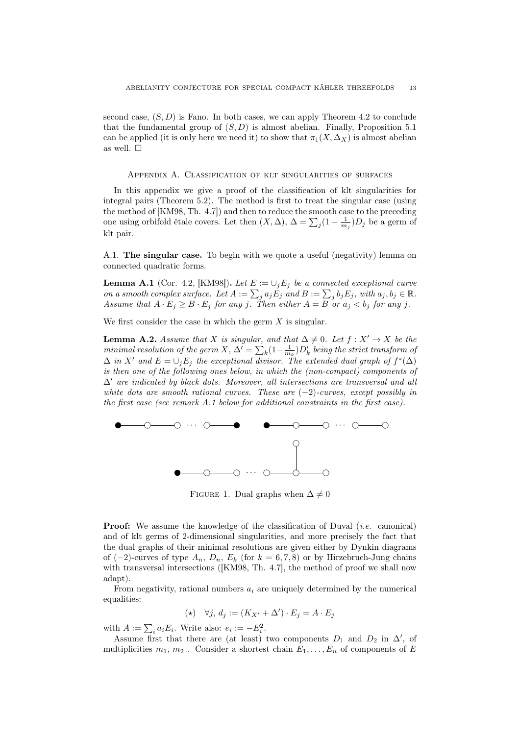second case, $(S, D)$ is Fano. In both cases, we can apply Theorem 4.2 to conclude that the fundamental group of $(S, D)$ is almost abelian. Finally, Proposition 5.1 can be applied (it is only here we need it) to show that $\pi_1(X, \Delta_X)$ is almost abelian as well. $\square$

## Appendix A. Classification of klt singularities of surfaces

In this appendix we give a proof of the classification of klt singularities for integral pairs (Theorem 5.2). The method is first to treat the singular case (using the method of [KM98, Th. 4.7]) and then to reduce the smooth case to the preceding one using orbifold étale covers. Let then $(X, \Delta)$, $\Delta = \sum_j (1 - \frac{1}{m_j}) D_j$ be a germ of klt pair.

**A.1. The singular case.** To begin with we quote a useful (negativity) lemma on connected quadratic forms.

**Lemma A.1** (Cor. 4.2, [KM98])**.** *Let $E := \cup_j E_j$ be a connected exceptional curve on a smooth complex surface. Let $A := \sum_j a_j E_j$ and $B := \sum_j b_j E_j$, with $a_j, b_j \in \mathbb{R}$. Assume that $A \cdot E_j \geq B \cdot E_j$ for any $j$. Then either $A = B$ or $a_j < b_j$ for any $j$.*

We first consider the case in which the germ $X$ is singular.

**Lemma A.2.** *Assume that $X$ is singular, and that $\Delta \neq 0$. Let $f : X' \to X$ be the minimal resolution of the germ $X$, $\Delta' = \sum_k (1 - \frac{1}{m_k}) D'_k$ being the strict transform of $\Delta$ in $X'$ and $E = \cup_j E_j$ the exceptional divisor. The extended dual graph of $f^*(\Delta)$ is then one of the following ones below, in which the (non-compact) components of $\Delta'$ are indicated by black dots. Moreover, all intersections are transversal and all white dots are smooth rational curves. These are $(-2)$-curves, except possibly in the first case (see remark A.1 below for additional constraints in the first case).*

Figure 1. Dual graphs when $\Delta \neq 0$

**Proof:** We assume the knowledge of the classification of Duval (*i.e.* canonical) and of klt germs of 2-dimensional singularities, and more precisely the fact that the dual graphs of their minimal resolutions are given either by Dynkin diagrams of $(-2)$-curves of type $A_n$, $D_n$, $E_k$ (for $k = 6, 7, 8$) or by Hirzebruch-Jung chains with transversal intersections ([KM98, Th. 4.7], the method of proof we shall now adapt).

From negativity, rational numbers $a_i$ are uniquely determined by the numerical equalities:

$$(\star) \quad \forall j,\ d_j := (K_{X'} + \Delta') \cdot E_j = A \cdot E_j$$

with $A := \sum_i a_i E_i$. Write also: $e_i := -E_i^2$.

Assume first that there are (at least) two components $D_1$ and $D_2$ in $\Delta'$, of multiplicities $m_1$, $m_2$ . Consider a shortest chain $E_1, \ldots, E_n$ of components of $E$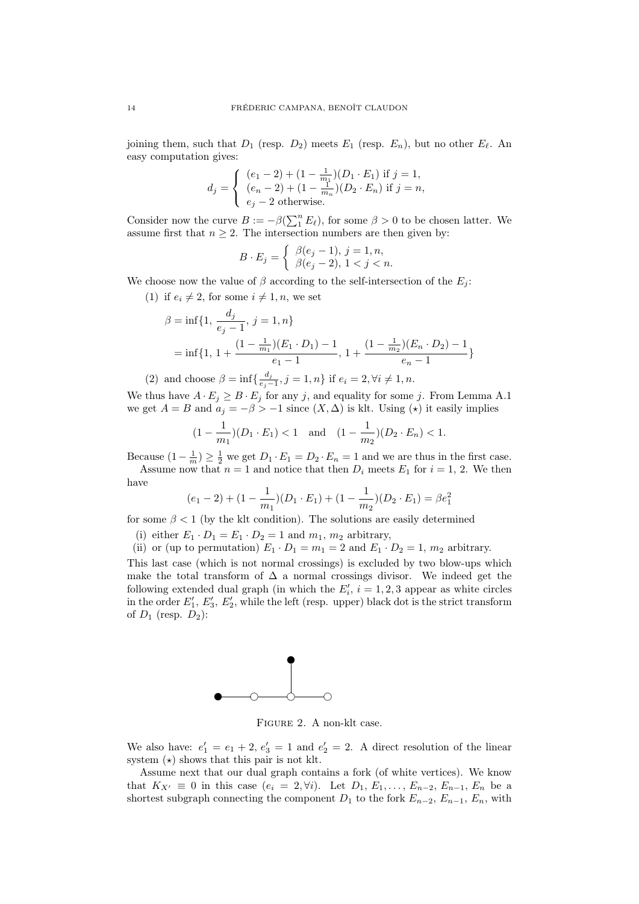joining them, such that $D_1$ (resp. $D_2$) meets $E_1$ (resp. $E_n$), but no other $E_\ell$. An easy computation gives:

$$d_j = \begin{cases} (e_1 - 2) + (1 - \frac{1}{m_1})(D_1 \cdot E_1) \text{ if } j = 1, \\ (e_n - 2) + (1 - \frac{1}{m_n})(D_2 \cdot E_n) \text{ if } j = n, \\ e_j - 2 \text{ otherwise.} \end{cases}$$

Consider now the curve $B := -\beta(\sum_1^n E_\ell)$, for some $\beta > 0$ to be chosen latter. We assume first that $n \geq 2$. The intersection numbers are then given by:

$$B \cdot E_j = \begin{cases} \beta(e_j - 1), \ j = 1, n, \\ \beta(e_j - 2), \ 1 < j < n. \end{cases}$$

We choose now the value of $\beta$ according to the self-intersection of the $E_j$:

(1) if $e_i \neq 2$, for some $i \neq 1, n$, we set

$$\begin{aligned} \beta &= \inf\{1, \frac{d_j}{e_j - 1}, \ j = 1, n\} \\ &= \inf\{1, \ 1 + \frac{(1 - \frac{1}{m_1})(E_1 \cdot D_1) - 1}{e_1 - 1}, \ 1 + \frac{(1 - \frac{1}{m_2})(E_n \cdot D_2) - 1}{e_n - 1}\} \end{aligned}$$

(2) and choose $\beta = \inf\{\frac{d_j}{e_j - 1}, j = 1, n\}$ if $e_i = 2, \forall i \neq 1, n$.

We thus have $A \cdot E_j \geq B \cdot E_j$ for any $j$, and equality for some $j$. From Lemma A.1 we get $A = B$ and $a_j = -\beta > -1$ since $(X, \Delta)$ is klt. Using $(\star)$ it easily implies

$$(1 - \frac{1}{m_1})(D_1 \cdot E_1) < 1 \quad \text{and} \quad (1 - \frac{1}{m_2})(D_2 \cdot E_n) < 1.$$

Because $(1 - \frac{1}{m}) \geq \frac{1}{2}$ we get $D_1 \cdot E_1 = D_2 \cdot E_n = 1$ and we are thus in the first case.

Assume now that $n = 1$ and notice that then $D_i$ meets $E_1$ for $i = 1, 2$. We then have

$$(e_1 - 2) + (1 - \frac{1}{m_1})(D_1 \cdot E_1) + (1 - \frac{1}{m_2})(D_2 \cdot E_1) = \beta e_1^2$$

for some $\beta < 1$ (by the klt condition). The solutions are easily determined

(i) either $E_1 \cdot D_1 = E_1 \cdot D_2 = 1$ and $m_1$, $m_2$ arbitrary,

(ii) or (up to permutation) $E_1 \cdot D_1 = m_1 = 2$ and $E_1 \cdot D_2 = 1$, $m_2$ arbitrary.

This last case (which is not normal crossings) is excluded by two blow-ups which make the total transform of $\Delta$ a normal crossings divisor. We indeed get the following extended dual graph (in which the $E'_i$, $i = 1, 2, 3$ appear as white circles in the order $E'_1$, $E'_3$, $E'_2$, while the left (resp. upper) black dot is the strict transform of $D_1$ (resp. $D_2$):

FIGURE 2. A non-klt case.

We also have: $e'_1 = e_1 + 2$, $e'_3 = 1$ and $e'_2 = 2$. A direct resolution of the linear system $(\star)$ shows that this pair is not klt.

Assume next that our dual graph contains a fork (of white vertices). We know that $K_{X'} \equiv 0$ in this case ($e_i = 2, \forall i$). Let $D_1, E_1, \ldots, E_{n-2}, E_{n-1}, E_n$ be a shortest subgraph connecting the component $D_1$ to the fork $E_{n-2}, E_{n-1}, E_n$, with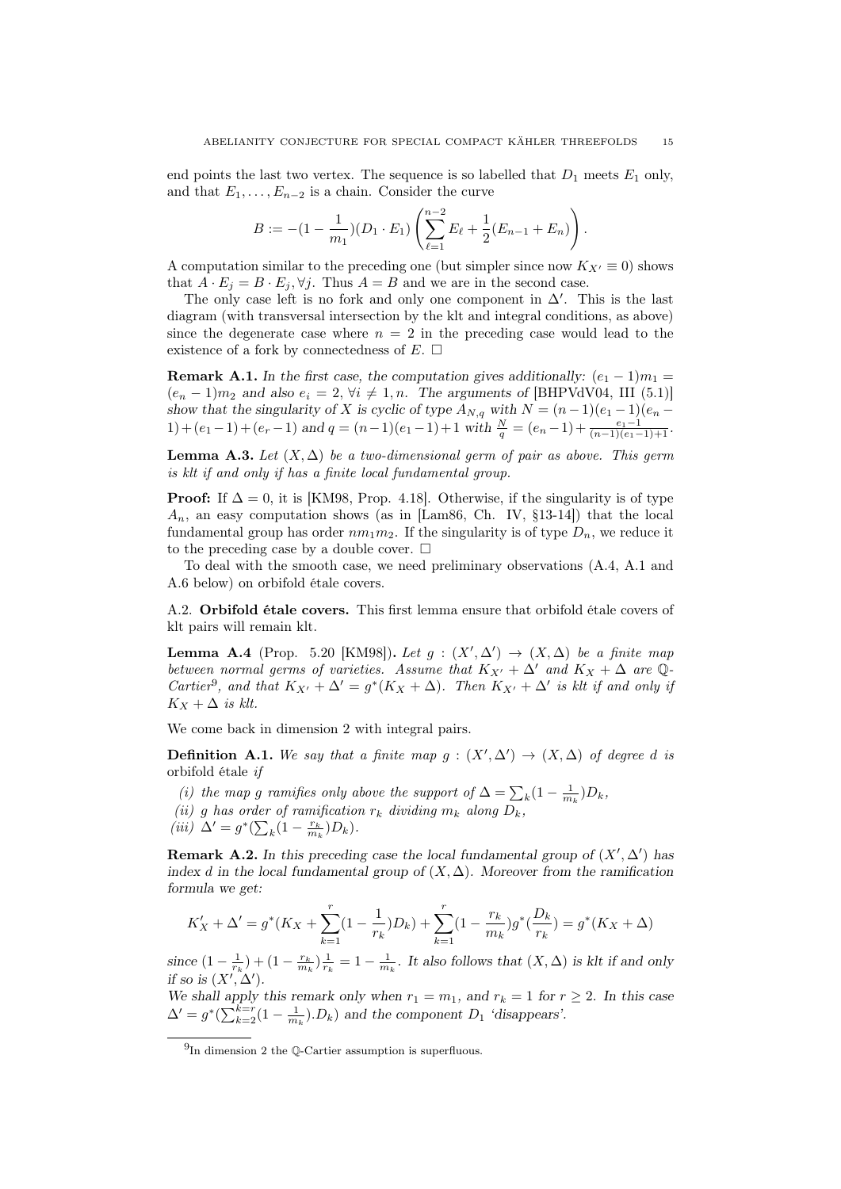end points the last two vertex. The sequence is so labelled that $D_1$ meets $E_1$ only, and that $E_1, \dots, E_{n-2}$ is a chain. Consider the curve

$$B := -(1 - \frac{1}{m_1})(D_1 \cdot E_1) \left( \sum_{\ell=1}^{n-2} E_\ell + \frac{1}{2}(E_{n-1} + E_n) \right).$$

A computation similar to the preceding one (but simpler since now $K_{X'} \equiv 0$) shows that $A \cdot E_j = B \cdot E_j, \forall j$. Thus $A = B$ and we are in the second case.

The only case left is no fork and only one component in $\Delta'$. This is the last diagram (with transversal intersection by the klt and integral conditions, as above) since the degenerate case where $n = 2$ in the preceding case would lead to the existence of a fork by connectedness of $E$. $\square$

**Remark A.1.** *In the first case, the computation gives additionally: $(e_1 - 1)m_1 = (e_n - 1)m_2$ and also $e_i = 2$, $\forall i \neq 1, n$. The arguments of [BHPVdV04, III (5.1)] show that the singularity of $X$ is cyclic of type $A_{N,q}$ with $N = (n-1)(e_1-1)(e_n-1) + (e_1-1) + (e_r-1)$ and $q = (n-1)(e_1-1)+1$ with $\frac{N}{q} = (e_n-1) + \frac{e_1-1}{(n-1)(e_1-1)+1}$.*

**Lemma A.3.** *Let $(X, \Delta)$ be a two-dimensional germ of pair as above. This germ is klt if and only if has a finite local fundamental group.*

**Proof:** If $\Delta = 0$, it is [KM98, Prop. 4.18]. Otherwise, if the singularity is of type $A_n$, an easy computation shows (as in [Lam86, Ch. IV, §13-14]) that the local fundamental group has order $nm_1m_2$. If the singularity is of type $D_n$, we reduce it to the preceding case by a double cover. $\square$

To deal with the smooth case, we need preliminary observations (A.4, A.1 and A.6 below) on orbifold étale covers.

A.2. **Orbifold étale covers.** This first lemma ensure that orbifold étale covers of klt pairs will remain klt.

**Lemma A.4** (Prop. 5.20 [KM98])**.** *Let $g : (X', \Delta') \to (X, \Delta)$ be a finite map between normal germs of varieties. Assume that $K_{X'} + \Delta'$ and $K_X + \Delta$ are $\mathbb{Q}$-Cartier*[9]*, and that $K_{X'} + \Delta' = g^*(K_X + \Delta)$. Then $K_{X'} + \Delta'$ is klt if and only if $K_X + \Delta$ is klt.*

We come back in dimension 2 with integral pairs.

**Definition A.1.** *We say that a finite map $g : (X', \Delta') \to (X, \Delta)$ of degree $d$ is* orbifold étale *if*

*(i) the map $g$ ramifies only above the support of $\Delta = \sum_k (1 - \frac{1}{m_k})D_k$,*
*(ii) $g$ has order of ramification $r_k$ dividing $m_k$ along $D_k$,*
*(iii) $\Delta' = g^*(\sum_k (1 - \frac{r_k}{m_k})D_k)$.*

**Remark A.2.** *In this preceding case the local fundamental group of $(X', \Delta')$ has index $d$ in the local fundamental group of $(X, \Delta)$. Moreover from the ramification formula we get:*

$$K'_X + \Delta' = g^*(K_X + \sum_{k=1}^{r}(1 - \frac{1}{r_k})D_k) + \sum_{k=1}^{r}(1 - \frac{r_k}{m_k})g^*(\frac{D_k}{r_k}) = g^*(K_X + \Delta)$$

*since $(1 - \frac{1}{r_k}) + (1 - \frac{r_k}{m_k})\frac{1}{r_k} = 1 - \frac{1}{m_k}$. It also follows that $(X, \Delta)$ is klt if and only if so is $(X', \Delta')$.*
*We shall apply this remark only when $r_1 = m_1$, and $r_k = 1$ for $r \geq 2$. In this case $\Delta' = g^*(\sum_{k=2}^{k=r}(1 - \frac{1}{m_k}).D_k)$ and the component $D_1$ 'disappears'.*

[9] In dimension 2 the $\mathbb{Q}$-Cartier assumption is superfluous.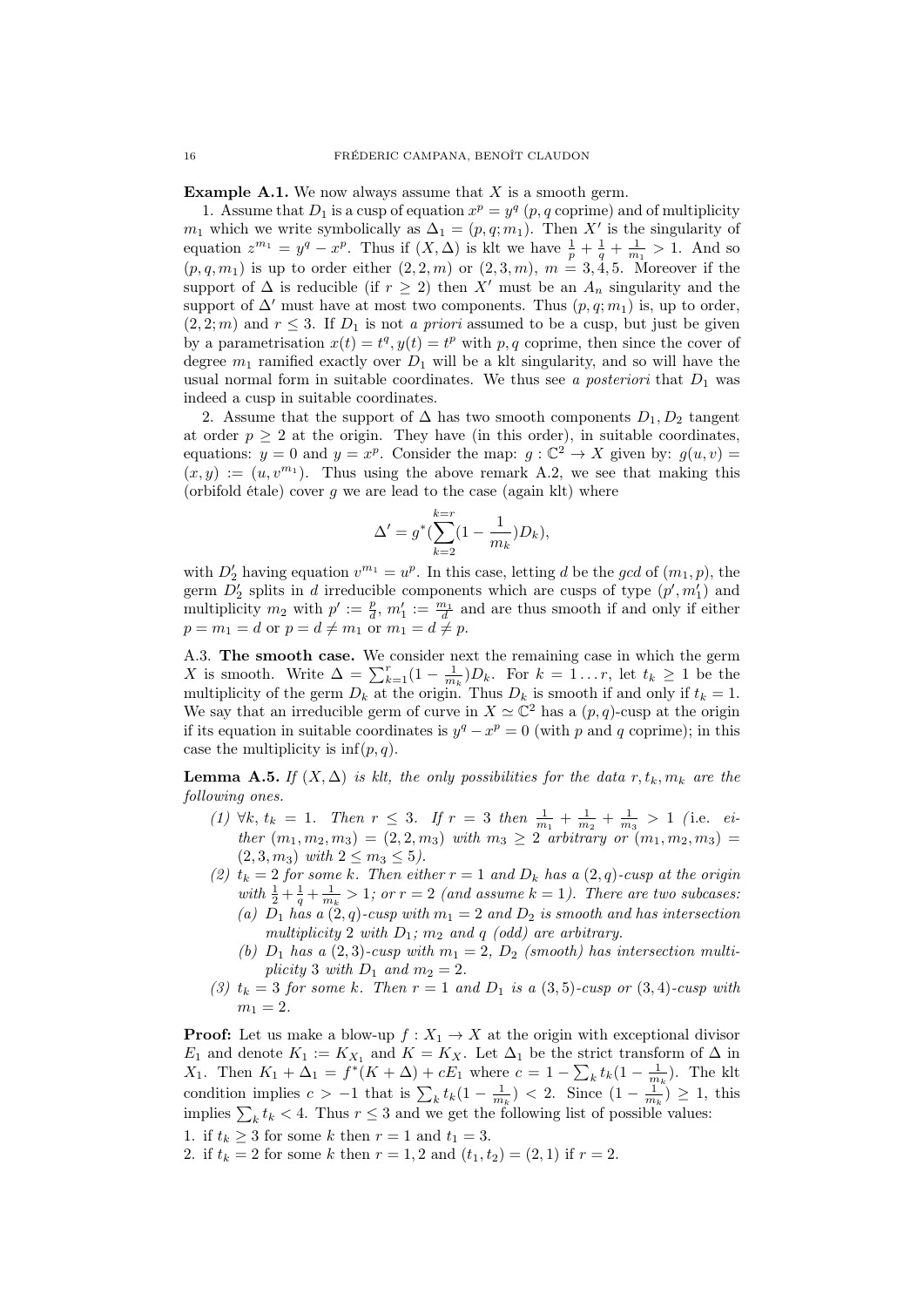**Example A.1.** We now always assume that $X$ is a smooth germ.

1. Assume that $D_1$ is a cusp of equation $x^p = y^q$ ($p, q$ coprime) and of multiplicity $m_1$ which we write symbolically as $\Delta_1 = (p, q; m_1)$. Then $X'$ is the singularity of equation $z^{m_1} = y^q - x^p$. Thus if $(X, \Delta)$ is klt we have $\frac{1}{p} + \frac{1}{q} + \frac{1}{m_1} > 1$. And so $(p, q, m_1)$ is up to order either $(2, 2, m)$ or $(2, 3, m)$, $m = 3, 4, 5$. Moreover if the support of $\Delta$ is reducible (if $r \geq 2$) then $X'$ must be an $A_n$ singularity and the support of $\Delta'$ must have at most two components. Thus $(p, q; m_1)$ is, up to order, $(2, 2; m)$ and $r \leq 3$. If $D_1$ is not *a priori* assumed to be a cusp, but just be given by a parametrisation $x(t) = t^q, y(t) = t^p$ with $p, q$ coprime, then since the cover of degree $m_1$ ramified exactly over $D_1$ will be a klt singularity, and so will have the usual normal form in suitable coordinates. We thus see *a posteriori* that $D_1$ was indeed a cusp in suitable coordinates.

2. Assume that the support of $\Delta$ has two smooth components $D_1, D_2$ tangent at order $p \geq 2$ at the origin. They have (in this order), in suitable coordinates, equations: $y = 0$ and $y = x^p$. Consider the map: $g : \mathbb{C}^2 \to X$ given by: $g(u, v) = (x, y) := (u, v^{m_1})$. Thus using the above remark A.2, we see that making this (orbifold étale) cover $g$ we are lead to the case (again klt) where

$$\Delta' = g^*(\sum_{k=2}^{k=r}(1 - \frac{1}{m_k})D_k),$$

with $D_2'$ having equation $v^{m_1} = u^p$. In this case, letting $d$ be the *gcd* of $(m_1, p)$, the germ $D_2'$ splits in $d$ irreducible components which are cusps of type $(p', m_1')$ and multiplicity $m_2$ with $p' := \frac{p}{d}$, $m_1' := \frac{m_1}{d}$ and are thus smooth if and only if either $p = m_1 = d$ or $p = d \neq m_1$ or $m_1 = d \neq p$.

A.3. **The smooth case.** We consider next the remaining case in which the germ $X$ is smooth. Write $\Delta = \sum_{k=1}^{r}(1 - \frac{1}{m_k})D_k$. For $k = 1 \ldots r$, let $t_k \geq 1$ be the multiplicity of the germ $D_k$ at the origin. Thus $D_k$ is smooth if and only if $t_k = 1$. We say that an irreducible germ of curve in $X \simeq \mathbb{C}^2$ has a $(p, q)$-cusp at the origin if its equation in suitable coordinates is $y^q - x^p = 0$ (with $p$ and $q$ coprime); in this case the multiplicity is $\inf(p, q)$.

**Lemma A.5.** *If $(X, \Delta)$ is klt, the only possibilities for the data $r, t_k, m_k$ are the following ones.*

*(1) $\forall k$, $t_k = 1$. Then $r \leq 3$. If $r = 3$ then $\frac{1}{m_1} + \frac{1}{m_2} + \frac{1}{m_3} > 1$ (i.e. either $(m_1, m_2, m_3) = (2, 2, m_3)$ with $m_3 \geq 2$ arbitrary or $(m_1, m_2, m_3) = (2, 3, m_3)$ with $2 \leq m_3 \leq 5$).*

*(2) $t_k = 2$ for some $k$. Then either $r = 1$ and $D_k$ has a $(2, q)$-cusp at the origin with $\frac{1}{2} + \frac{1}{q} + \frac{1}{m_k} > 1$; or $r = 2$ (and assume $k = 1$). There are two subcases:*

*(a) $D_1$ has a $(2, q)$-cusp with $m_1 = 2$ and $D_2$ is smooth and has intersection multiplicity 2 with $D_1$; $m_2$ and $q$ (odd) are arbitrary.*

*(b) $D_1$ has a $(2, 3)$-cusp with $m_1 = 2$, $D_2$ (smooth) has intersection multiplicity 3 with $D_1$ and $m_2 = 2$.*

*(3) $t_k = 3$ for some $k$. Then $r = 1$ and $D_1$ is a $(3, 5)$-cusp or $(3, 4)$-cusp with $m_1 = 2$.*

**Proof:** Let us make a blow-up $f : X_1 \to X$ at the origin with exceptional divisor $E_1$ and denote $K_1 := K_{X_1}$ and $K = K_X$. Let $\Delta_1$ be the strict transform of $\Delta$ in $X_1$. Then $K_1 + \Delta_1 = f^*(K + \Delta) + cE_1$ where $c = 1 - \sum_k t_k(1 - \frac{1}{m_k})$. The klt condition implies $c > -1$ that is $\sum_k t_k(1 - \frac{1}{m_k}) < 2$. Since $(1 - \frac{1}{m_k}) \geq 1$, this implies $\sum_k t_k < 4$. Thus $r \leq 3$ and we get the following list of possible values:

1. if $t_k \geq 3$ for some $k$ then $r = 1$ and $t_1 = 3$.
2. if $t_k = 2$ for some $k$ then $r = 1, 2$ and $(t_1, t_2) = (2, 1)$ if $r = 2$.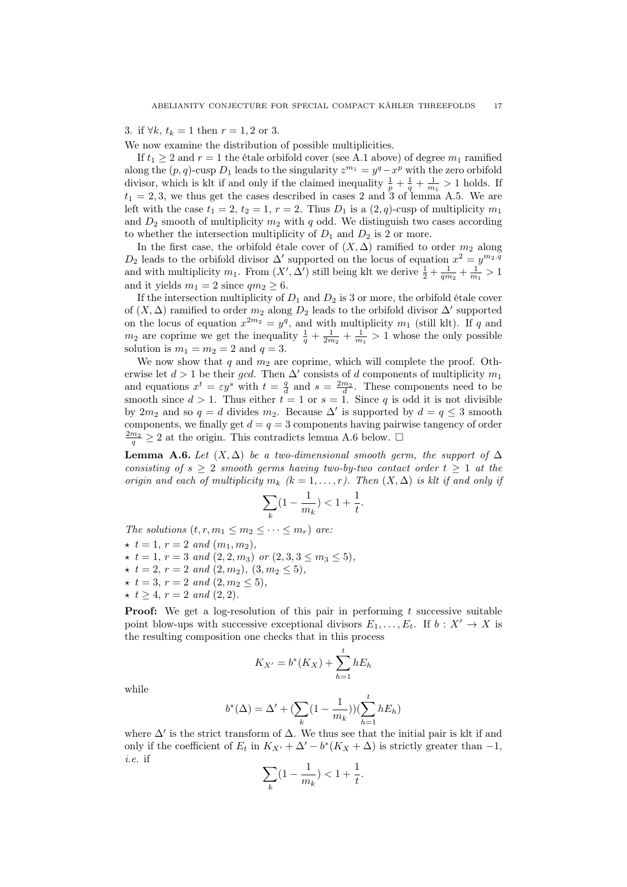3. if $\forall k,\ t_k = 1$ then $r = 1, 2$ or $3$.

We now examine the distribution of possible multiplicities.

If $t_1 \geq 2$ and $r = 1$ the étale orbifold cover (see A.1 above) of degree $m_1$ ramified along the $(p, q)$-cusp $D_1$ leads to the singularity $z^{m_1} = y^q - x^p$ with the zero orbifold divisor, which is klt if and only if the claimed inequality $\frac{1}{p} + \frac{1}{q} + \frac{1}{m_1} > 1$ holds. If $t_1 = 2, 3$, we thus get the cases described in cases 2 and 3 of lemma A.5. We are left with the case $t_1 = 2$, $t_2 = 1$, $r = 2$. Thus $D_1$ is a $(2, q)$-cusp of multiplicity $m_1$ and $D_2$ smooth of multiplicity $m_2$ with $q$ odd. We distinguish two cases according to whether the intersection multiplicity of $D_1$ and $D_2$ is 2 or more.

In the first case, the orbifold étale cover of $(X, \Delta)$ ramified to order $m_2$ along $D_2$ leads to the orbifold divisor $\Delta'$ supported on the locus of equation $x^2 = y^{m_2 \cdot q}$ and with multiplicity $m_1$. From $(X', \Delta')$ still being klt we derive $\frac{1}{2} + \frac{1}{q m_2} + \frac{1}{m_1} > 1$ and it yields $m_1 = 2$ since $q m_2 \geq 6$.

If the intersection multiplicity of $D_1$ and $D_2$ is 3 or more, the orbifold étale cover of $(X, \Delta)$ ramified to order $m_2$ along $D_2$ leads to the orbifold divisor $\Delta'$ supported on the locus of equation $x^{2m_2} = y^q$, and with multiplicity $m_1$ (still klt). If $q$ and $m_2$ are coprime we get the inequality $\frac{1}{q} + \frac{1}{2m_2} + \frac{1}{m_1} > 1$ whose the only possible solution is $m_1 = m_2 = 2$ and $q = 3$.

We now show that $q$ and $m_2$ are coprime, which will complete the proof. Otherwise let $d > 1$ be their *gcd*. Then $\Delta'$ consists of $d$ components of multiplicity $m_1$ and equations $x^t = \varepsilon y^s$ with $t = \frac{q}{d}$ and $s = \frac{2m_2}{d}$. These components need to be smooth since $d > 1$. Thus either $t = 1$ or $s = 1$. Since $q$ is odd it is not divisible by $2m_2$ and so $q = d$ divides $m_2$. Because $\Delta'$ is supported by $d = q \leq 3$ smooth components, we finally get $d = q = 3$ components having pairwise tangency of order $\frac{2m_2}{q} \geq 2$ at the origin. This contradicts lemma A.6 below. $\square$

**Lemma A.6.** *Let $(X, \Delta)$ be a two-dimensional smooth germ, the support of $\Delta$ consisting of $s \geq 2$ smooth germs having two-by-two contact order $t \geq 1$ at the origin and each of multiplicity $m_k$ ($k = 1, \ldots, r$). Then $(X, \Delta)$ is klt if and only if*

$$\sum_k \left(1 - \frac{1}{m_k}\right) < 1 + \frac{1}{t}.$$

*The solutions $(t, r, m_1 \leq m_2 \leq \cdots \leq m_r)$ are:*

- $\star$ $t = 1$, $r = 2$ *and* $(m_1, m_2)$,
- $\star$ $t = 1$, $r = 3$ *and* $(2, 2, m_3)$ *or* $(2, 3, 3 \leq m_3 \leq 5)$,
- $\star$ $t = 2$, $r = 2$ *and* $(2, m_2)$, $(3, m_2 \leq 5)$,
- $\star$ $t = 3$, $r = 2$ *and* $(2, m_2 \leq 5)$,
- $\star$ $t \geq 4$, $r = 2$ *and* $(2, 2)$.

**Proof:** We get a log-resolution of this pair in performing $t$ successive suitable point blow-ups with successive exceptional divisors $E_1, \ldots, E_t$. If $b : X' \to X$ is the resulting composition one checks that in this process

$$K_{X'} = b^*(K_X) + \sum_{h=1}^{t} h E_h$$

while

$$b^*(\Delta) = \Delta' + \left(\sum_k \left(1 - \frac{1}{m_k}\right)\right)\left(\sum_{h=1}^{t} h E_h\right)$$

where $\Delta'$ is the strict transform of $\Delta$. We thus see that the initial pair is klt if and only if the coefficient of $E_t$ in $K_{X'} + \Delta' - b^*(K_X + \Delta)$ is strictly greater than $-1$, *i.e.* if

$$\sum_k \left(1 - \frac{1}{m_k}\right) < 1 + \frac{1}{t}.$$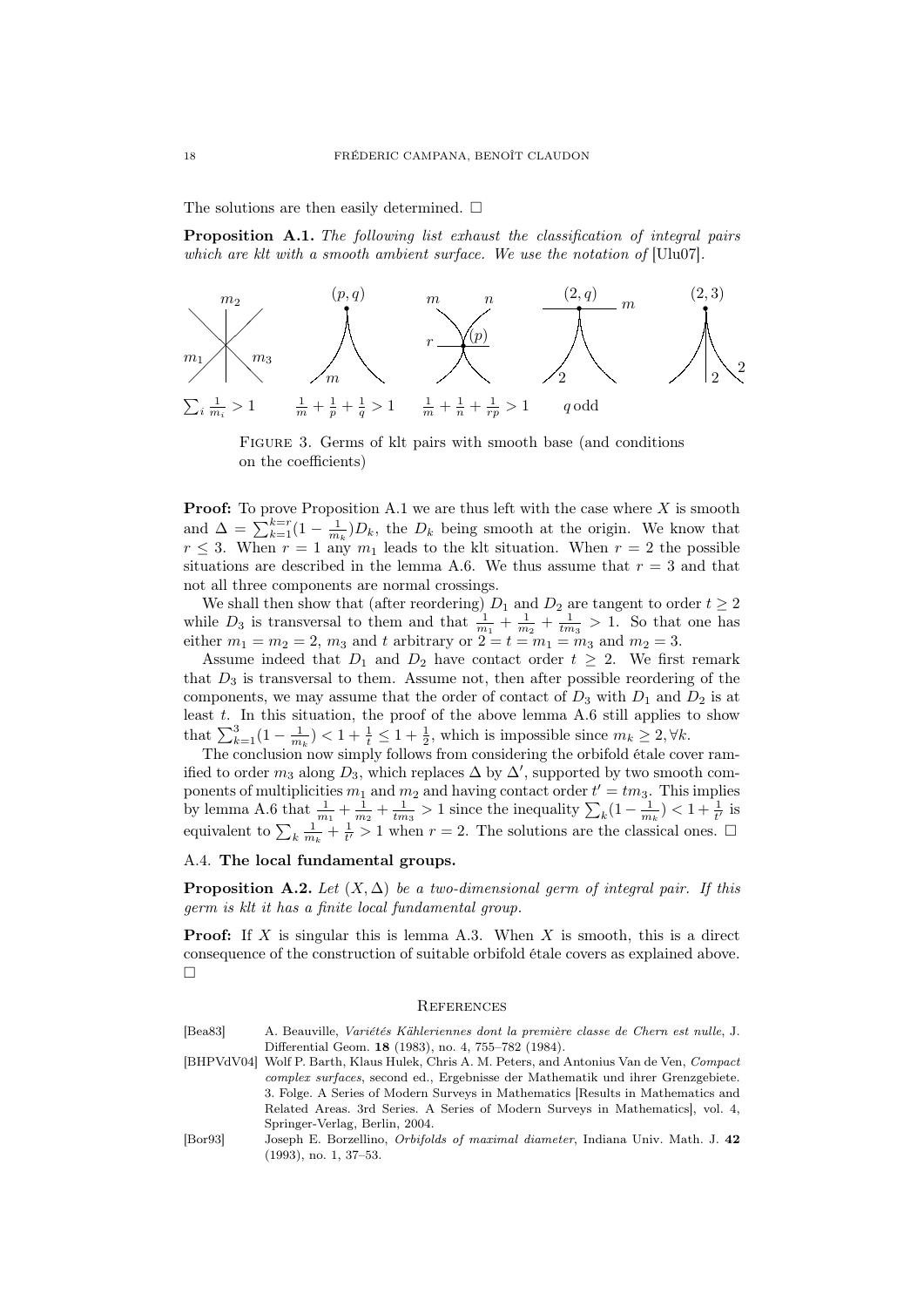The solutions are then easily determined. □

**Proposition A.1.** *The following list exhaust the classification of integral pairs which are klt with a smooth ambient surface. We use the notation of* [Ulu07].

$\sum_i \frac{1}{m_i} > 1$ $\qquad \frac{1}{m}+\frac{1}{p}+\frac{1}{q} > 1$ $\qquad \frac{1}{m}+\frac{1}{n}+\frac{1}{rp} > 1$ $\qquad q$ odd

Figure 3. Germs of klt pairs with smooth base (and conditions on the coefficients)

**Proof:** To prove Proposition A.1 we are thus left with the case where $X$ is smooth and $\Delta = \sum_{k=1}^{k=r}(1-\frac{1}{m_k})D_k$, the $D_k$ being smooth at the origin. We know that $r \leq 3$. When $r=1$ any $m_1$ leads to the klt situation. When $r=2$ the possible situations are described in the lemma A.6. We thus assume that $r=3$ and that not all three components are normal crossings.

We shall then show that (after reordering) $D_1$ and $D_2$ are tangent to order $t \geq 2$ while $D_3$ is transversal to them and that $\frac{1}{m_1}+\frac{1}{m_2}+\frac{1}{tm_3} > 1$. So that one has either $m_1 = m_2 = 2$, $m_3$ and $t$ arbitrary or $2 = t = m_1 = m_3$ and $m_2 = 3$.

Assume indeed that $D_1$ and $D_2$ have contact order $t \geq 2$. We first remark that $D_3$ is transversal to them. Assume not, then after possible reordering of the components, we may assume that the order of contact of $D_3$ with $D_1$ and $D_2$ is at least $t$. In this situation, the proof of the above lemma A.6 still applies to show that $\sum_{k=1}^{3}(1-\frac{1}{m_k}) < 1+\frac{1}{t} \leq 1+\frac{1}{2}$, which is impossible since $m_k \geq 2, \forall k$.

The conclusion now simply follows from considering the orbifold étale cover ramified to order $m_3$ along $D_3$, which replaces $\Delta$ by $\Delta'$, supported by two smooth components of multiplicities $m_1$ and $m_2$ and having contact order $t' = tm_3$. This implies by lemma A.6 that $\frac{1}{m_1}+\frac{1}{m_2}+\frac{1}{tm_3} > 1$ since the inequality $\sum_k(1-\frac{1}{m_k}) < 1+\frac{1}{t'}$ is equivalent to $\sum_k \frac{1}{m_k}+\frac{1}{t'} > 1$ when $r=2$. The solutions are the classical ones. □

### A.4. **The local fundamental groups.**

**Proposition A.2.** *Let $(X,\Delta)$ be a two-dimensional germ of integral pair. If this germ is klt it has a finite local fundamental group.*

**Proof:** If $X$ is singular this is lemma A.3. When $X$ is smooth, this is a direct consequence of the construction of suitable orbifold étale covers as explained above. □

## References

[Bea83] A. Beauville, *Variétés Kähleriennes dont la première classe de Chern est nulle*, J. Differential Geom. **18** (1983), no. 4, 755–782 (1984).

[BHPVdV04] Wolf P. Barth, Klaus Hulek, Chris A. M. Peters, and Antonius Van de Ven, *Compact complex surfaces*, second ed., Ergebnisse der Mathematik und ihrer Grenzgebiete. 3. Folge. A Series of Modern Surveys in Mathematics [Results in Mathematics and Related Areas. 3rd Series. A Series of Modern Surveys in Mathematics], vol. 4, Springer-Verlag, Berlin, 2004.

[Bor93] Joseph E. Borzellino, *Orbifolds of maximal diameter*, Indiana Univ. Math. J. **42** (1993), no. 1, 37–53.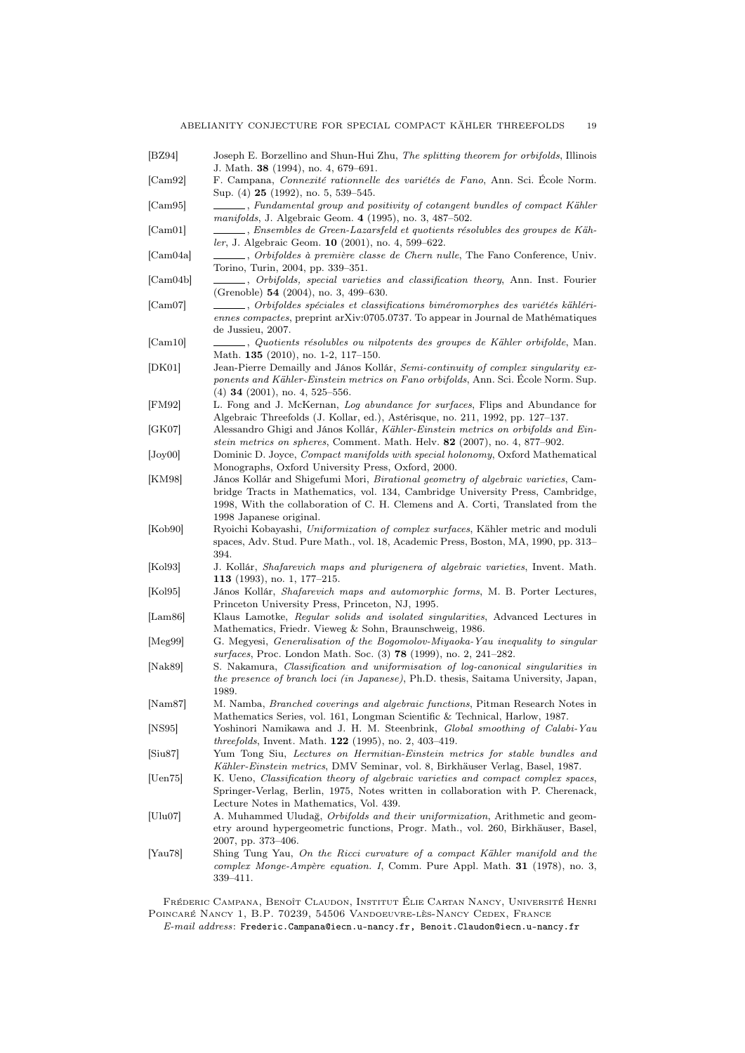- [BZ94] Joseph E. Borzellino and Shun-Hui Zhu, *The splitting theorem for orbifolds*, Illinois J. Math. **38** (1994), no. 4, 679–691.
- [Cam92] F. Campana, *Connexité rationnelle des variétés de Fano*, Ann. Sci. École Norm. Sup. (4) **25** (1992), no. 5, 539–545.
- [Cam95] ______, *Fundamental group and positivity of cotangent bundles of compact Kähler manifolds*, J. Algebraic Geom. **4** (1995), no. 3, 487–502.
- [Cam01] ______, *Ensembles de Green-Lazarsfeld et quotients résolubles des groupes de Kähler*, J. Algebraic Geom. **10** (2001), no. 4, 599–622.
- [Cam04a] ______, *Orbifoldes à première classe de Chern nulle*, The Fano Conference, Univ. Torino, Turin, 2004, pp. 339–351.
- [Cam04b] ______, *Orbifolds, special varieties and classification theory*, Ann. Inst. Fourier (Grenoble) **54** (2004), no. 3, 499–630.
- [Cam07] ______, *Orbifoldes spéciales et classifications biméromorphes des variétés kählériennes compactes*, preprint arXiv:0705.0737. To appear in Journal de Mathématiques de Jussieu, 2007.
- [Cam10] ______, *Quotients résolubles ou nilpotents des groupes de Kähler orbifolde*, Man. Math. **135** (2010), no. 1-2, 117–150.
- [DK01] Jean-Pierre Demailly and János Kollár, *Semi-continuity of complex singularity exponents and Kähler-Einstein metrics on Fano orbifolds*, Ann. Sci. École Norm. Sup. (4) **34** (2001), no. 4, 525–556.
- [FM92] L. Fong and J. McKernan, *Log abundance for surfaces*, Flips and Abundance for Algebraic Threefolds (J. Kollar, ed.), Astérisque, no. 211, 1992, pp. 127–137.
- [GK07] Alessandro Ghigi and János Kollár, *Kähler-Einstein metrics on orbifolds and Einstein metrics on spheres*, Comment. Math. Helv. **82** (2007), no. 4, 877–902.
- [Joy00] Dominic D. Joyce, *Compact manifolds with special holonomy*, Oxford Mathematical Monographs, Oxford University Press, Oxford, 2000.
- [KM98] János Kollár and Shigefumi Mori, *Birational geometry of algebraic varieties*, Cambridge Tracts in Mathematics, vol. 134, Cambridge University Press, Cambridge, 1998, With the collaboration of C. H. Clemens and A. Corti, Translated from the 1998 Japanese original.
- [Kob90] Ryoichi Kobayashi, *Uniformization of complex surfaces*, Kähler metric and moduli spaces, Adv. Stud. Pure Math., vol. 18, Academic Press, Boston, MA, 1990, pp. 313–394.
- [Kol93] J. Kollár, *Shafarevich maps and plurigenera of algebraic varieties*, Invent. Math. **113** (1993), no. 1, 177–215.
- [Kol95] János Kollár, *Shafarevich maps and automorphic forms*, M. B. Porter Lectures, Princeton University Press, Princeton, NJ, 1995.
- [Lam86] Klaus Lamotke, *Regular solids and isolated singularities*, Advanced Lectures in Mathematics, Friedr. Vieweg & Sohn, Braunschweig, 1986.
- [Meg99] G. Megyesi, *Generalisation of the Bogomolov-Miyaoka-Yau inequality to singular surfaces*, Proc. London Math. Soc. (3) **78** (1999), no. 2, 241–282.
- [Nak89] S. Nakamura, *Classification and uniformisation of log-canonical singularities in the presence of branch loci (in Japanese)*, Ph.D. thesis, Saitama University, Japan, 1989.
- [Nam87] M. Namba, *Branched coverings and algebraic functions*, Pitman Research Notes in Mathematics Series, vol. 161, Longman Scientific & Technical, Harlow, 1987.
- [NS95] Yoshinori Namikawa and J. H. M. Steenbrink, *Global smoothing of Calabi-Yau threefolds*, Invent. Math. **122** (1995), no. 2, 403–419.
- [Siu87] Yum Tong Siu, *Lectures on Hermitian-Einstein metrics for stable bundles and Kähler-Einstein metrics*, DMV Seminar, vol. 8, Birkhäuser Verlag, Basel, 1987.
- [Uen75] K. Ueno, *Classification theory of algebraic varieties and compact complex spaces*, Springer-Verlag, Berlin, 1975, Notes written in collaboration with P. Cherenack, Lecture Notes in Mathematics, Vol. 439.
- [Ulu07] A. Muhammed Uludağ, *Orbifolds and their uniformization*, Arithmetic and geometry around hypergeometric functions, Progr. Math., vol. 260, Birkhäuser, Basel, 2007, pp. 373–406.
- [Yau78] Shing Tung Yau, *On the Ricci curvature of a compact Kähler manifold and the complex Monge-Ampère equation. I*, Comm. Pure Appl. Math. **31** (1978), no. 3, 339–411.

Fréderic Campana, Benoît Claudon, Institut Élie Cartan Nancy, Université Henri Poincaré Nancy 1, B.P. 70239, 54506 Vandoeuvre-lès-Nancy Cedex, France

*E-mail address*: Frederic.Campana@iecn.u-nancy.fr, Benoit.Claudon@iecn.u-nancy.fr